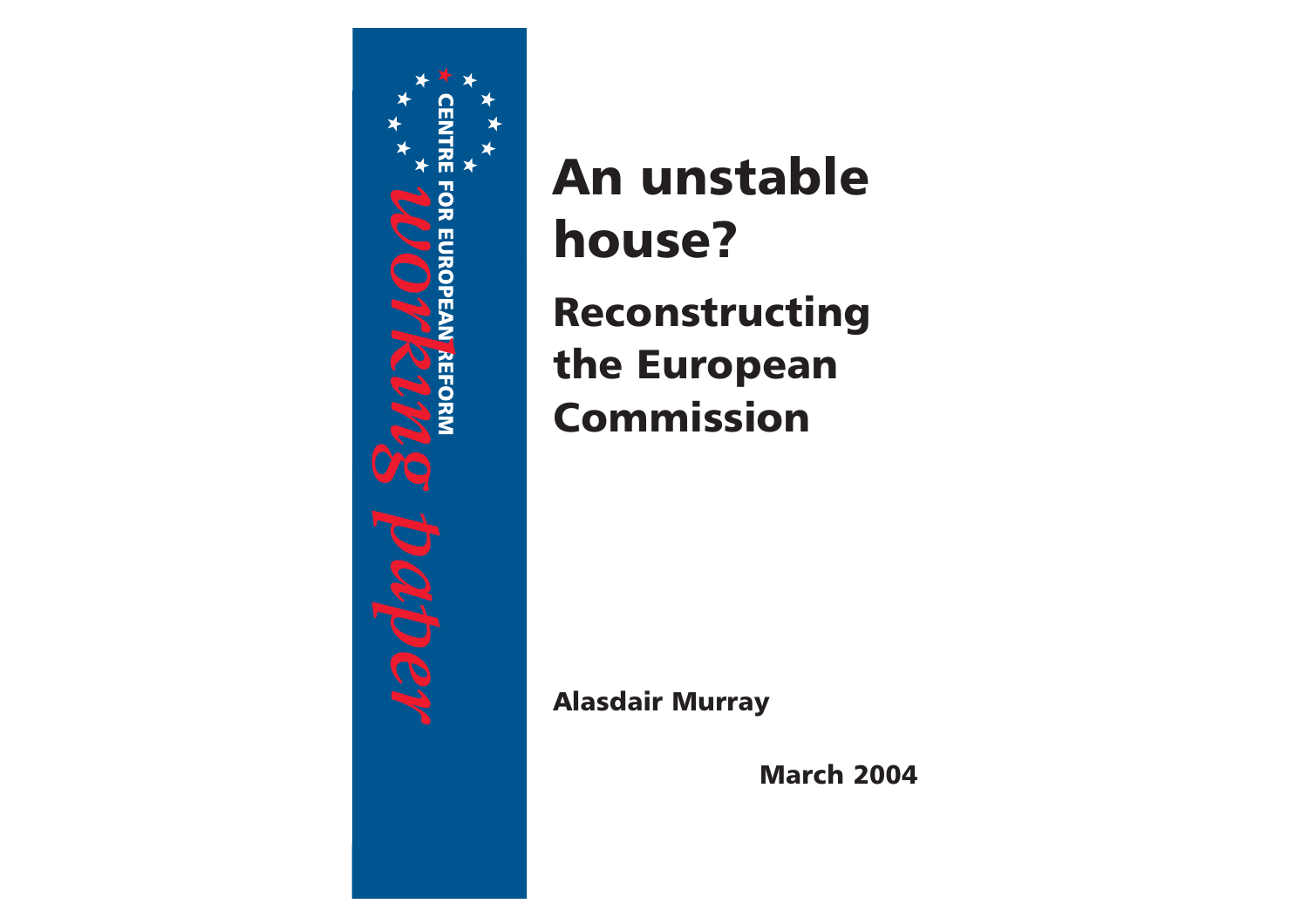CENTRE FOR EUROPEAN REFORM

*working paper*

# An unstable house?

## Reconstructing the European Commission

**Alasdair Murray**

**March 2004**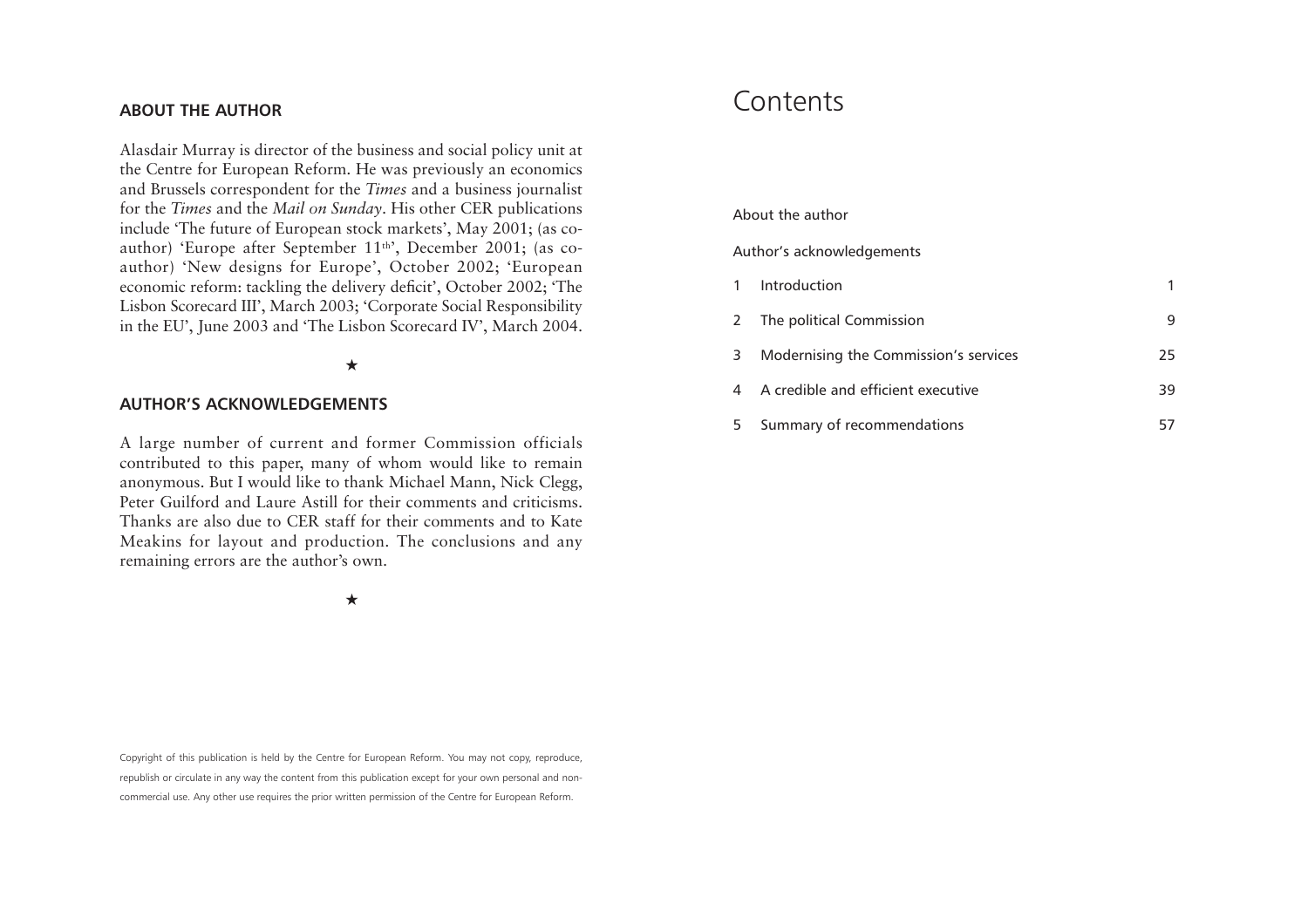## ABOUT THE AUTHOR

Alasdair Murray is director of the business and social policy unit at the Centre for European Reform. He was previously an economics and Brussels correspondent for the *Times* and a business journalist for the *Times* and the *Mail on Sunday*. His other CER publications include 'The future of European stock markets', May 2001; (as co-author) 'Europe after September 11th', December 2001; (as co-author) 'New designs for Europe', October 2002; 'European economic reform: tackling the delivery deficit', October 2002; 'The Lisbon Scorecard III', March 2003; 'Corporate Social Responsibility in the EU', June 2003 and 'The Lisbon Scorecard IV', March 2004.

★

## AUTHOR'S ACKNOWLEDGEMENTS

A large number of current and former Commission officials contributed to this paper, many of whom would like to remain anonymous. But I would like to thank Michael Mann, Nick Clegg, Peter Guilford and Laure Astill for their comments and criticisms. Thanks are also due to CER staff for their comments and to Kate Meakins for layout and production. The conclusions and any remaining errors are the author's own.

★

Copyright of this publication is held by the Centre for European Reform. You may not copy, reproduce, republish or circulate in any way the content from this publication except for your own personal and non-commercial use. Any other use requires the prior written permission of the Centre for European Reform.

# Contents

About the author

Author's acknowledgements

| | | |
|---|---|---|
| 1 | Introduction | 1 |
| 2 | The political Commission | 9 |
| 3 | Modernising the Commission's services | 25 |
| 4 | A credible and efficient executive | 39 |
| 5 | Summary of recommendations | 57 |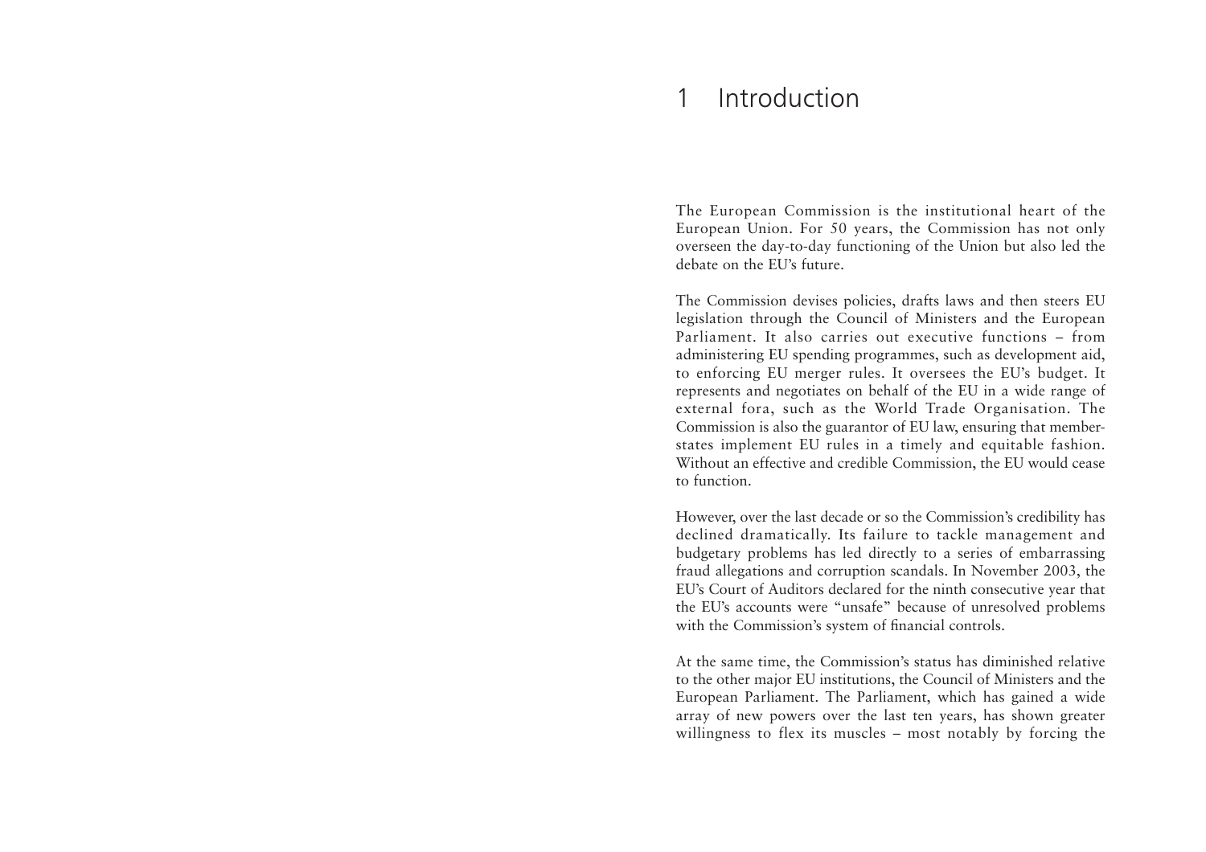# 1 Introduction

The European Commission is the institutional heart of the European Union. For 50 years, the Commission has not only overseen the day-to-day functioning of the Union but also led the debate on the EU's future.

The Commission devises policies, drafts laws and then steers EU legislation through the Council of Ministers and the European Parliament. It also carries out executive functions – from administering EU spending programmes, such as development aid, to enforcing EU merger rules. It oversees the EU's budget. It represents and negotiates on behalf of the EU in a wide range of external fora, such as the World Trade Organisation. The Commission is also the guarantor of EU law, ensuring that member-states implement EU rules in a timely and equitable fashion. Without an effective and credible Commission, the EU would cease to function.

However, over the last decade or so the Commission's credibility has declined dramatically. Its failure to tackle management and budgetary problems has led directly to a series of embarrassing fraud allegations and corruption scandals. In November 2003, the EU's Court of Auditors declared for the ninth consecutive year that the EU's accounts were "unsafe" because of unresolved problems with the Commission's system of financial controls.

At the same time, the Commission's status has diminished relative to the other major EU institutions, the Council of Ministers and the European Parliament. The Parliament, which has gained a wide array of new powers over the last ten years, has shown greater willingness to flex its muscles – most notably by forcing the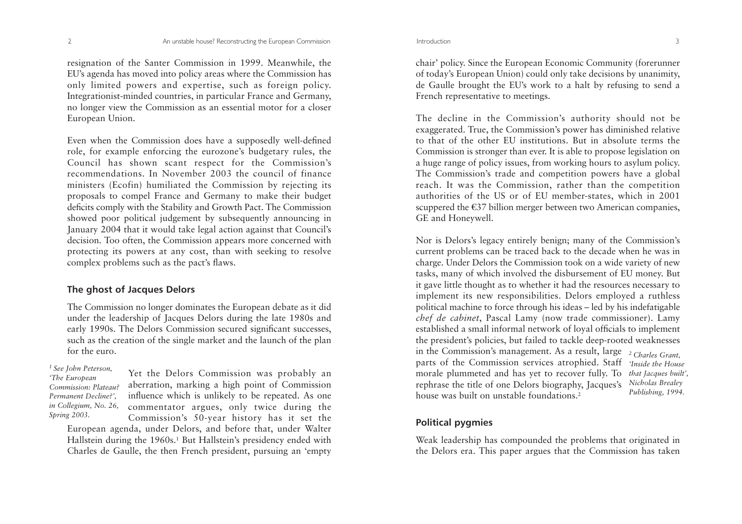resignation of the Santer Commission in 1999. Meanwhile, the EU's agenda has moved into policy areas where the Commission has only limited powers and expertise, such as foreign policy. Integrationist-minded countries, in particular France and Germany, no longer view the Commission as an essential motor for a closer European Union.

Even when the Commission does have a supposedly well-defined role, for example enforcing the eurozone's budgetary rules, the Council has shown scant respect for the Commission's recommendations. In November 2003 the council of finance ministers (Ecofin) humiliated the Commission by rejecting its proposals to compel France and Germany to make their budget deficits comply with the Stability and Growth Pact. The Commission showed poor political judgement by subsequently announcing in January 2004 that it would take legal action against that Council's decision. Too often, the Commission appears more concerned with protecting its powers at any cost, than with seeking to resolve complex problems such as the pact's flaws.

## The ghost of Jacques Delors

The Commission no longer dominates the European debate as it did under the leadership of Jacques Delors during the late 1980s and early 1990s. The Delors Commission secured significant successes, such as the creation of the single market and the launch of the plan for the euro.

Yet the Delors Commission was probably an aberration, marking a high point of Commission influence which is unlikely to be repeated. As one commentator argues, only twice during the Commission's 50-year history has it set the European agenda, under Delors, and before that, under Walter Hallstein during the 1960s.[1] But Hallstein's presidency ended with Charles de Gaulle, the then French president, pursuing an 'empty chair' policy. Since the European Economic Community (forerunner of today's European Union) could only take decisions by unanimity, de Gaulle brought the EU's work to a halt by refusing to send a French representative to meetings.

*[1] See John Peterson, 'The European Commission: Plateau? Permanent Decline?', in Collegium, No. 26, Spring 2003.*

The decline in the Commission's authority should not be exaggerated. True, the Commission's power has diminished relative to that of the other EU institutions. But in absolute terms the Commission is stronger than ever. It is able to propose legislation on a huge range of policy issues, from working hours to asylum policy. The Commission's trade and competition powers have a global reach. It was the Commission, rather than the competition authorities of the US or of EU member-states, which in 2001 scuppered the €37 billion merger between two American companies, GE and Honeywell.

Nor is Delors's legacy entirely benign; many of the Commission's current problems can be traced back to the decade when he was in charge. Under Delors the Commission took on a wide variety of new tasks, many of which involved the disbursement of EU money. But it gave little thought as to whether it had the resources necessary to implement its new responsibilities. Delors employed a ruthless political machine to force through his ideas – led by his indefatigable *chef de cabinet*, Pascal Lamy (now trade commissioner). Lamy established a small informal network of loyal officials to implement the president's policies, but failed to tackle deep-rooted weaknesses in the Commission's management. As a result, large parts of the Commission services atrophied. Staff morale plummeted and has yet to recover fully. To rephrase the title of one Delors biography, Jacques's house was built on unstable foundations.[2]

*[2] Charles Grant, 'Inside the House that Jacques built', Nicholas Brealey Publishing, 1994.*

## Political pygmies

Weak leadership has compounded the problems that originated in the Delors era. This paper argues that the Commission has taken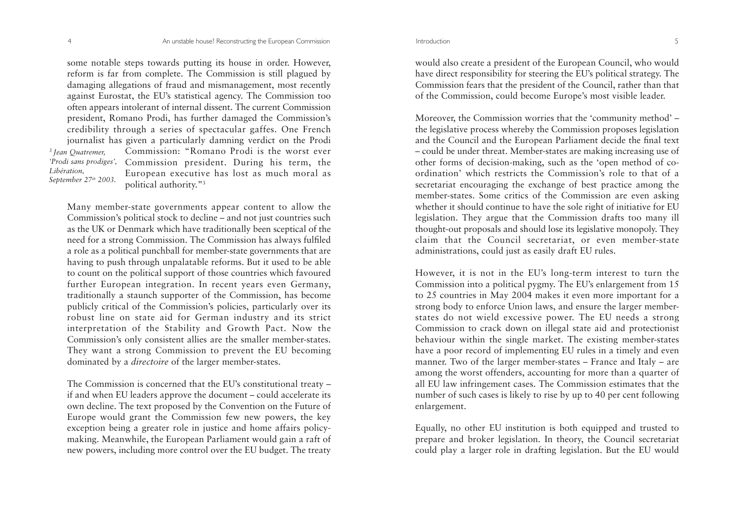some notable steps towards putting its house in order. However, reform is far from complete. The Commission is still plagued by damaging allegations of fraud and mismanagement, most recently against Eurostat, the EU's statistical agency. The Commission too often appears intolerant of internal dissent. The current Commission president, Romano Prodi, has further damaged the Commission's credibility through a series of spectacular gaffes. One French journalist has given a particularly damning verdict on the Prodi Commission: "Romano Prodi is the worst ever Commission president. During his term, the European executive has lost as much moral as political authority."[3]

[3] *Jean Quatremer, 'Prodi sans prodiges', Libération, September 27th 2003.*

Many member-state governments appear content to allow the Commission's political stock to decline – and not just countries such as the UK or Denmark which have traditionally been sceptical of the need for a strong Commission. The Commission has always fulfiled a role as a political punchball for member-state governments that are having to push through unpalatable reforms. But it used to be able to count on the political support of those countries which favoured further European integration. In recent years even Germany, traditionally a staunch supporter of the Commission, has become publicly critical of the Commission's policies, particularly over its robust line on state aid for German industry and its strict interpretation of the Stability and Growth Pact. Now the Commission's only consistent allies are the smaller member-states. They want a strong Commission to prevent the EU becoming dominated by a *directoire* of the larger member-states.

The Commission is concerned that the EU's constitutional treaty – if and when EU leaders approve the document – could accelerate its own decline. The text proposed by the Convention on the Future of Europe would grant the Commission few new powers, the key exception being a greater role in justice and home affairs policy-making. Meanwhile, the European Parliament would gain a raft of new powers, including more control over the EU budget. The treaty would also create a president of the European Council, who would have direct responsibility for steering the EU's political strategy. The Commission fears that the president of the Council, rather than that of the Commission, could become Europe's most visible leader.

Moreover, the Commission worries that the 'community method' – the legislative process whereby the Commission proposes legislation and the Council and the European Parliament decide the final text – could be under threat. Member-states are making increasing use of other forms of decision-making, such as the 'open method of co-ordination' which restricts the Commission's role to that of a secretariat encouraging the exchange of best practice among the member-states. Some critics of the Commission are even asking whether it should continue to have the sole right of initiative for EU legislation. They argue that the Commission drafts too many ill thought-out proposals and should lose its legislative monopoly. They claim that the Council secretariat, or even member-state administrations, could just as easily draft EU rules.

However, it is not in the EU's long-term interest to turn the Commission into a political pygmy. The EU's enlargement from 15 to 25 countries in May 2004 makes it even more important for a strong body to enforce Union laws, and ensure the larger member-states do not wield excessive power. The EU needs a strong Commission to crack down on illegal state aid and protectionist behaviour within the single market. The existing member-states have a poor record of implementing EU rules in a timely and even manner. Two of the larger member-states – France and Italy – are among the worst offenders, accounting for more than a quarter of all EU law infringement cases. The Commission estimates that the number of such cases is likely to rise by up to 40 per cent following enlargement.

Equally, no other EU institution is both equipped and trusted to prepare and broker legislation. In theory, the Council secretariat could play a larger role in drafting legislation. But the EU would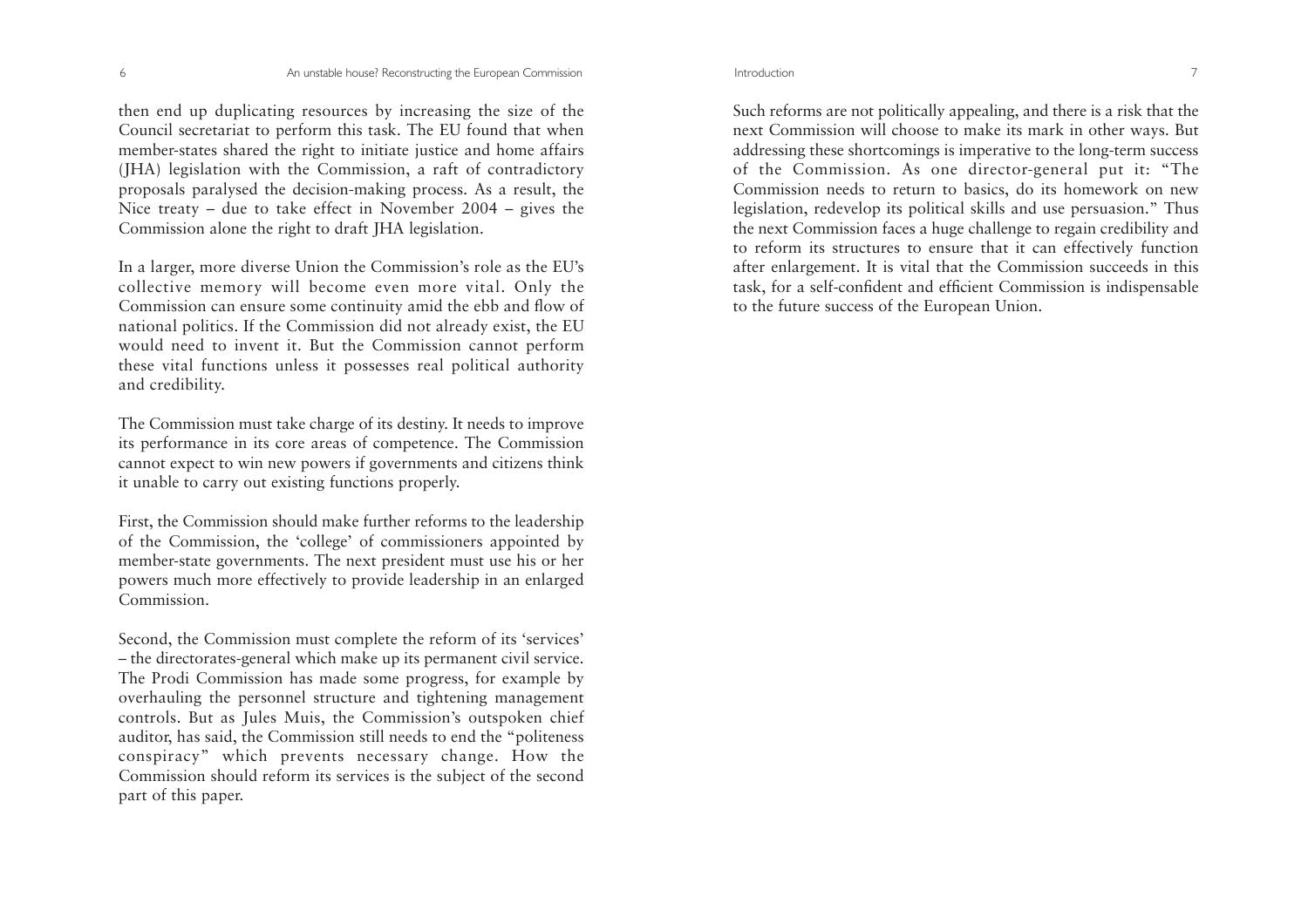then end up duplicating resources by increasing the size of the Council secretariat to perform this task. The EU found that when member-states shared the right to initiate justice and home affairs (JHA) legislation with the Commission, a raft of contradictory proposals paralysed the decision-making process. As a result, the Nice treaty – due to take effect in November 2004 – gives the Commission alone the right to draft JHA legislation.

In a larger, more diverse Union the Commission's role as the EU's collective memory will become even more vital. Only the Commission can ensure some continuity amid the ebb and flow of national politics. If the Commission did not already exist, the EU would need to invent it. But the Commission cannot perform these vital functions unless it possesses real political authority and credibility.

The Commission must take charge of its destiny. It needs to improve its performance in its core areas of competence. The Commission cannot expect to win new powers if governments and citizens think it unable to carry out existing functions properly.

First, the Commission should make further reforms to the leadership of the Commission, the 'college' of commissioners appointed by member-state governments. The next president must use his or her powers much more effectively to provide leadership in an enlarged Commission.

Second, the Commission must complete the reform of its 'services' – the directorates-general which make up its permanent civil service. The Prodi Commission has made some progress, for example by overhauling the personnel structure and tightening management controls. But as Jules Muis, the Commission's outspoken chief auditor, has said, the Commission still needs to end the "politeness conspiracy" which prevents necessary change. How the Commission should reform its services is the subject of the second part of this paper.

Such reforms are not politically appealing, and there is a risk that the next Commission will choose to make its mark in other ways. But addressing these shortcomings is imperative to the long-term success of the Commission. As one director-general put it: "The Commission needs to return to basics, do its homework on new legislation, redevelop its political skills and use persuasion." Thus the next Commission faces a huge challenge to regain credibility and to reform its structures to ensure that it can effectively function after enlargement. It is vital that the Commission succeeds in this task, for a self-confident and efficient Commission is indispensable to the future success of the European Union.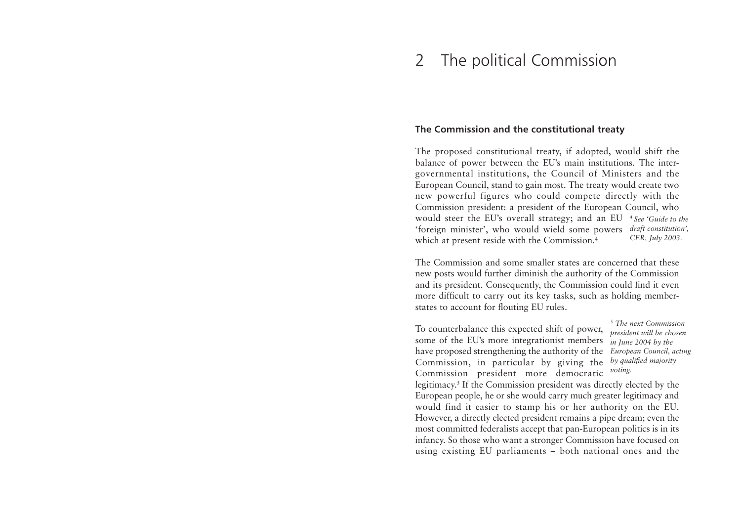# 2 The political Commission

## The Commission and the constitutional treaty

The proposed constitutional treaty, if adopted, would shift the balance of power between the EU's main institutions. The inter-governmental institutions, the Council of Ministers and the European Council, stand to gain most. The treaty would create two new powerful figures who could compete directly with the Commission president: a president of the European Council, who would steer the EU's overall strategy; and an EU 'foreign minister', who would wield some powers which at present reside with the Commission.[4]

The Commission and some smaller states are concerned that these new posts would further diminish the authority of the Commission and its president. Consequently, the Commission could find it even more difficult to carry out its key tasks, such as holding member-states to account for flouting EU rules.

To counterbalance this expected shift of power, some of the EU's more integrationist members have proposed strengthening the authority of the Commission, in particular by giving the Commission president more democratic legitimacy.[5] If the Commission president was directly elected by the European people, he or she would carry much greater legitimacy and would find it easier to stamp his or her authority on the EU. However, a directly elected president remains a pipe dream; even the most committed federalists accept that pan-European politics is in its infancy. So those who want a stronger Commission have focused on using existing EU parliaments – both national ones and the

*[4] See 'Guide to the draft constitution', CER, July 2003.*

*[5] The next Commission president will be chosen in June 2004 by the European Council, acting by qualified majority voting.*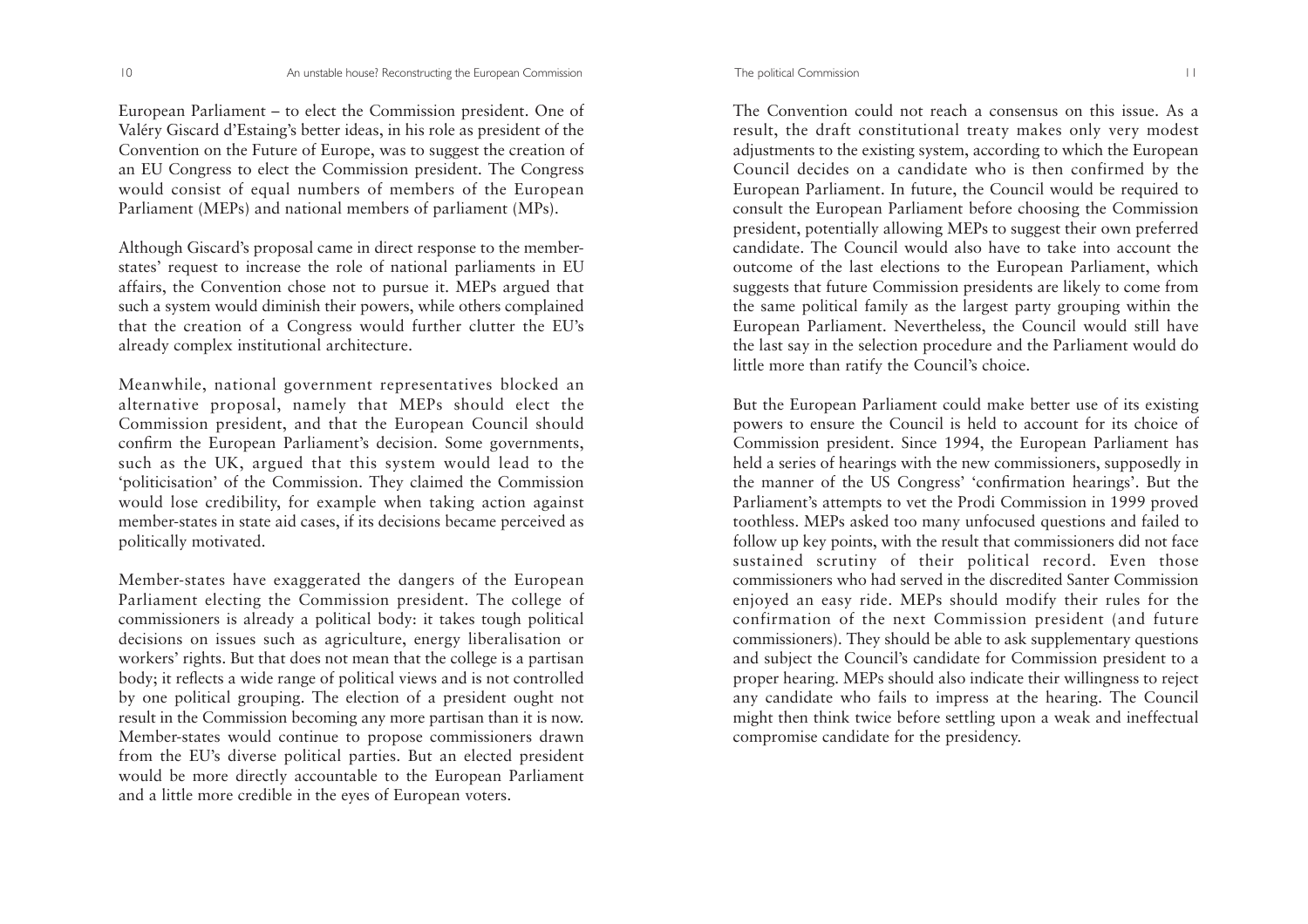European Parliament – to elect the Commission president. One of Valéry Giscard d'Estaing's better ideas, in his role as president of the Convention on the Future of Europe, was to suggest the creation of an EU Congress to elect the Commission president. The Congress would consist of equal numbers of members of the European Parliament (MEPs) and national members of parliament (MPs).

Although Giscard's proposal came in direct response to the member-states' request to increase the role of national parliaments in EU affairs, the Convention chose not to pursue it. MEPs argued that such a system would diminish their powers, while others complained that the creation of a Congress would further clutter the EU's already complex institutional architecture.

Meanwhile, national government representatives blocked an alternative proposal, namely that MEPs should elect the Commission president, and that the European Council should confirm the European Parliament's decision. Some governments, such as the UK, argued that this system would lead to the 'politicisation' of the Commission. They claimed the Commission would lose credibility, for example when taking action against member-states in state aid cases, if its decisions became perceived as politically motivated.

Member-states have exaggerated the dangers of the European Parliament electing the Commission president. The college of commissioners is already a political body: it takes tough political decisions on issues such as agriculture, energy liberalisation or workers' rights. But that does not mean that the college is a partisan body; it reflects a wide range of political views and is not controlled by one political grouping. The election of a president ought not result in the Commission becoming any more partisan than it is now. Member-states would continue to propose commissioners drawn from the EU's diverse political parties. But an elected president would be more directly accountable to the European Parliament and a little more credible in the eyes of European voters.

The Convention could not reach a consensus on this issue. As a result, the draft constitutional treaty makes only very modest adjustments to the existing system, according to which the European Council decides on a candidate who is then confirmed by the European Parliament. In future, the Council would be required to consult the European Parliament before choosing the Commission president, potentially allowing MEPs to suggest their own preferred candidate. The Council would also have to take into account the outcome of the last elections to the European Parliament, which suggests that future Commission presidents are likely to come from the same political family as the largest party grouping within the European Parliament. Nevertheless, the Council would still have the last say in the selection procedure and the Parliament would do little more than ratify the Council's choice.

But the European Parliament could make better use of its existing powers to ensure the Council is held to account for its choice of Commission president. Since 1994, the European Parliament has held a series of hearings with the new commissioners, supposedly in the manner of the US Congress' 'confirmation hearings'. But the Parliament's attempts to vet the Prodi Commission in 1999 proved toothless. MEPs asked too many unfocused questions and failed to follow up key points, with the result that commissioners did not face sustained scrutiny of their political record. Even those commissioners who had served in the discredited Santer Commission enjoyed an easy ride. MEPs should modify their rules for the confirmation of the next Commission president (and future commissioners). They should be able to ask supplementary questions and subject the Council's candidate for Commission president to a proper hearing. MEPs should also indicate their willingness to reject any candidate who fails to impress at the hearing. The Council might then think twice before settling upon a weak and ineffectual compromise candidate for the presidency.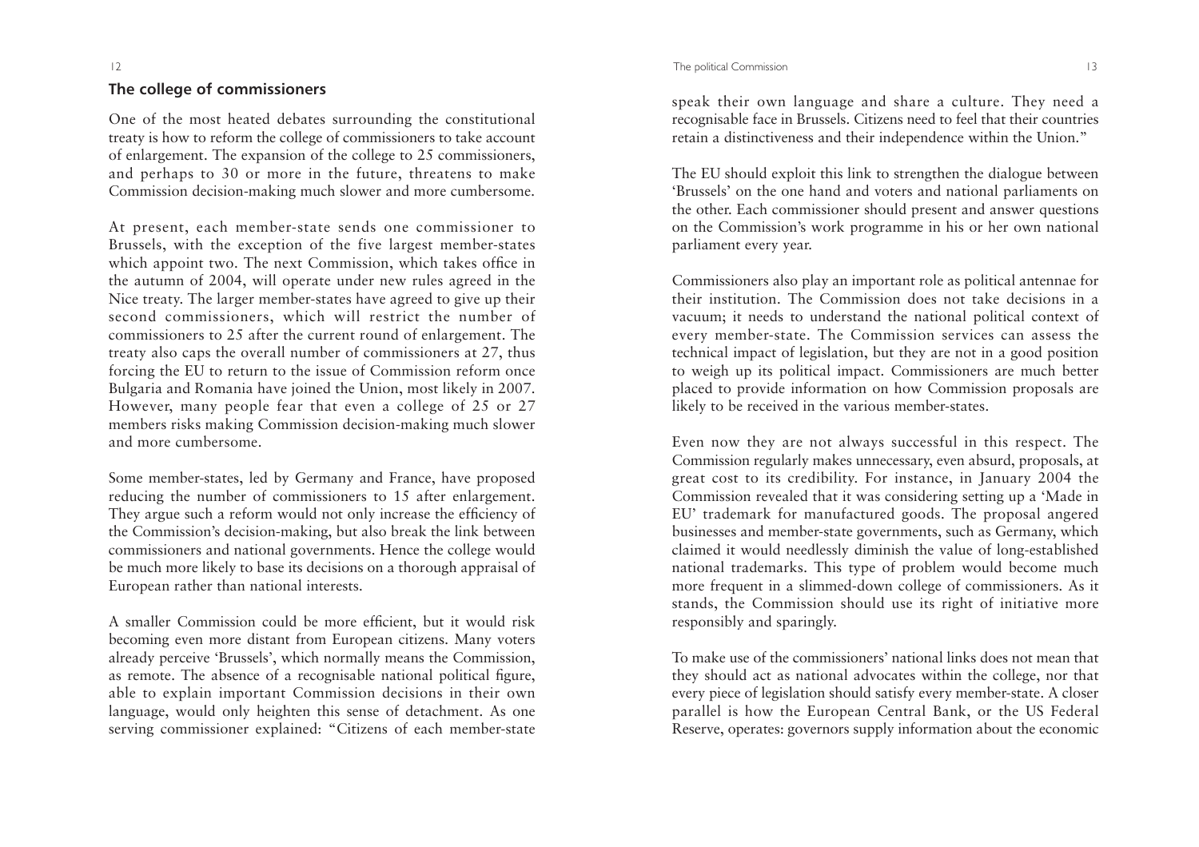## The college of commissioners

One of the most heated debates surrounding the constitutional treaty is how to reform the college of commissioners to take account of enlargement. The expansion of the college to 25 commissioners, and perhaps to 30 or more in the future, threatens to make Commission decision-making much slower and more cumbersome.

At present, each member-state sends one commissioner to Brussels, with the exception of the five largest member-states which appoint two. The next Commission, which takes office in the autumn of 2004, will operate under new rules agreed in the Nice treaty. The larger member-states have agreed to give up their second commissioners, which will restrict the number of commissioners to 25 after the current round of enlargement. The treaty also caps the overall number of commissioners at 27, thus forcing the EU to return to the issue of Commission reform once Bulgaria and Romania have joined the Union, most likely in 2007. However, many people fear that even a college of 25 or 27 members risks making Commission decision-making much slower and more cumbersome.

Some member-states, led by Germany and France, have proposed reducing the number of commissioners to 15 after enlargement. They argue such a reform would not only increase the efficiency of the Commission's decision-making, but also break the link between commissioners and national governments. Hence the college would be much more likely to base its decisions on a thorough appraisal of European rather than national interests.

A smaller Commission could be more efficient, but it would risk becoming even more distant from European citizens. Many voters already perceive 'Brussels', which normally means the Commission, as remote. The absence of a recognisable national political figure, able to explain important Commission decisions in their own language, would only heighten this sense of detachment. As one serving commissioner explained: "Citizens of each member-state speak their own language and share a culture. They need a recognisable face in Brussels. Citizens need to feel that their countries retain a distinctiveness and their independence within the Union."

The EU should exploit this link to strengthen the dialogue between 'Brussels' on the one hand and voters and national parliaments on the other. Each commissioner should present and answer questions on the Commission's work programme in his or her own national parliament every year.

Commissioners also play an important role as political antennae for their institution. The Commission does not take decisions in a vacuum; it needs to understand the national political context of every member-state. The Commission services can assess the technical impact of legislation, but they are not in a good position to weigh up its political impact. Commissioners are much better placed to provide information on how Commission proposals are likely to be received in the various member-states.

Even now they are not always successful in this respect. The Commission regularly makes unnecessary, even absurd, proposals, at great cost to its credibility. For instance, in January 2004 the Commission revealed that it was considering setting up a 'Made in EU' trademark for manufactured goods. The proposal angered businesses and member-state governments, such as Germany, which claimed it would needlessly diminish the value of long-established national trademarks. This type of problem would become much more frequent in a slimmed-down college of commissioners. As it stands, the Commission should use its right of initiative more responsibly and sparingly.

To make use of the commissioners' national links does not mean that they should act as national advocates within the college, nor that every piece of legislation should satisfy every member-state. A closer parallel is how the European Central Bank, or the US Federal Reserve, operates: governors supply information about the economic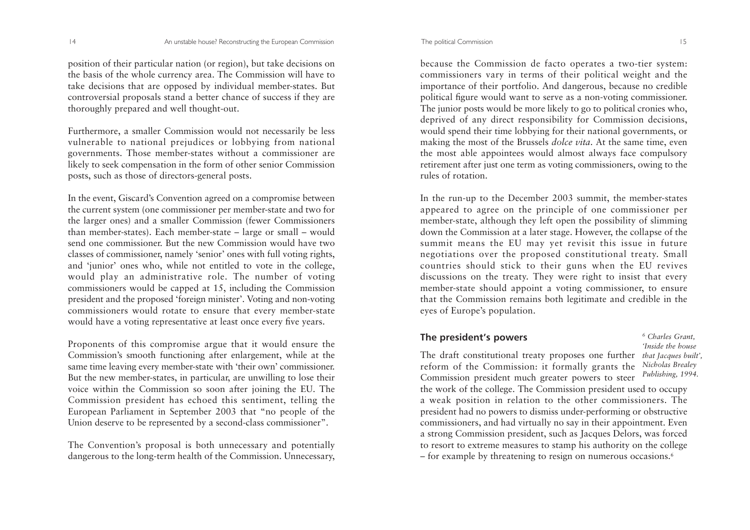position of their particular nation (or region), but take decisions on the basis of the whole currency area. The Commission will have to take decisions that are opposed by individual member-states. But controversial proposals stand a better chance of success if they are thoroughly prepared and well thought-out.

Furthermore, a smaller Commission would not necessarily be less vulnerable to national prejudices or lobbying from national governments. Those member-states without a commissioner are likely to seek compensation in the form of other senior Commission posts, such as those of directors-general posts.

In the event, Giscard's Convention agreed on a compromise between the current system (one commissioner per member-state and two for the larger ones) and a smaller Commission (fewer Commissioners than member-states). Each member-state – large or small – would send one commissioner. But the new Commission would have two classes of commissioner, namely 'senior' ones with full voting rights, and 'junior' ones who, while not entitled to vote in the college, would play an administrative role. The number of voting commissioners would be capped at 15, including the Commission president and the proposed 'foreign minister'. Voting and non-voting commissioners would rotate to ensure that every member-state would have a voting representative at least once every five years.

Proponents of this compromise argue that it would ensure the Commission's smooth functioning after enlargement, while at the same time leaving every member-state with 'their own' commissioner. But the new member-states, in particular, are unwilling to lose their voice within the Commission so soon after joining the EU. The Commission president has echoed this sentiment, telling the European Parliament in September 2003 that "no people of the Union deserve to be represented by a second-class commissioner".

The Convention's proposal is both unnecessary and potentially dangerous to the long-term health of the Commission. Unnecessary, because the Commission de facto operates a two-tier system: commissioners vary in terms of their political weight and the importance of their portfolio. And dangerous, because no credible political figure would want to serve as a non-voting commissioner. The junior posts would be more likely to go to political cronies who, deprived of any direct responsibility for Commission decisions, would spend their time lobbying for their national governments, or making the most of the Brussels *dolce vita*. At the same time, even the most able appointees would almost always face compulsory retirement after just one term as voting commissioners, owing to the rules of rotation.

In the run-up to the December 2003 summit, the member-states appeared to agree on the principle of one commissioner per member-state, although they left open the possibility of slimming down the Commission at a later stage. However, the collapse of the summit means the EU may yet revisit this issue in future negotiations over the proposed constitutional treaty. Small countries should stick to their guns when the EU revives discussions on the treaty. They were right to insist that every member-state should appoint a voting commissioner, to ensure that the Commission remains both legitimate and credible in the eyes of Europe's population.

## The president's powers

The draft constitutional treaty proposes one further reform of the Commission: it formally grants the Commission president much greater powers to steer the work of the college. The Commission president used to occupy a weak position in relation to the other commissioners. The president had no powers to dismiss under-performing or obstructive commissioners, and had virtually no say in their appointment. Even a strong Commission president, such as Jacques Delors, was forced to resort to extreme measures to stamp his authority on the college – for example by threatening to resign on numerous occasions.[6]

[6] *Charles Grant, 'Inside the house that Jacques built', Nicholas Brealey Publishing, 1994.*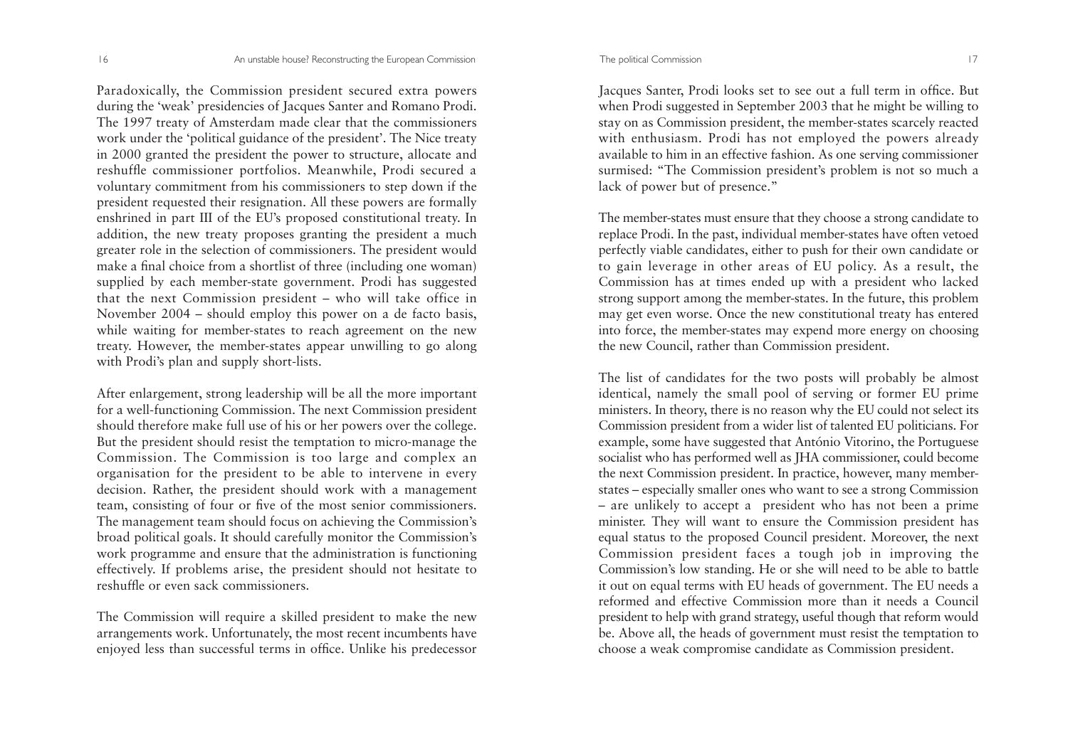Paradoxically, the Commission president secured extra powers during the 'weak' presidencies of Jacques Santer and Romano Prodi. The 1997 treaty of Amsterdam made clear that the commissioners work under the 'political guidance of the president'. The Nice treaty in 2000 granted the president the power to structure, allocate and reshuffle commissioner portfolios. Meanwhile, Prodi secured a voluntary commitment from his commissioners to step down if the president requested their resignation. All these powers are formally enshrined in part III of the EU's proposed constitutional treaty. In addition, the new treaty proposes granting the president a much greater role in the selection of commissioners. The president would make a final choice from a shortlist of three (including one woman) supplied by each member-state government. Prodi has suggested that the next Commission president – who will take office in November 2004 – should employ this power on a de facto basis, while waiting for member-states to reach agreement on the new treaty. However, the member-states appear unwilling to go along with Prodi's plan and supply short-lists.

After enlargement, strong leadership will be all the more important for a well-functioning Commission. The next Commission president should therefore make full use of his or her powers over the college. But the president should resist the temptation to micro-manage the Commission. The Commission is too large and complex an organisation for the president to be able to intervene in every decision. Rather, the president should work with a management team, consisting of four or five of the most senior commissioners. The management team should focus on achieving the Commission's broad political goals. It should carefully monitor the Commission's work programme and ensure that the administration is functioning effectively. If problems arise, the president should not hesitate to reshuffle or even sack commissioners.

The Commission will require a skilled president to make the new arrangements work. Unfortunately, the most recent incumbents have enjoyed less than successful terms in office. Unlike his predecessor Jacques Santer, Prodi looks set to see out a full term in office. But when Prodi suggested in September 2003 that he might be willing to stay on as Commission president, the member-states scarcely reacted with enthusiasm. Prodi has not employed the powers already available to him in an effective fashion. As one serving commissioner surmised: "The Commission president's problem is not so much a lack of power but of presence."

The member-states must ensure that they choose a strong candidate to replace Prodi. In the past, individual member-states have often vetoed perfectly viable candidates, either to push for their own candidate or to gain leverage in other areas of EU policy. As a result, the Commission has at times ended up with a president who lacked strong support among the member-states. In the future, this problem may get even worse. Once the new constitutional treaty has entered into force, the member-states may expend more energy on choosing the new Council, rather than Commission president.

The list of candidates for the two posts will probably be almost identical, namely the small pool of serving or former EU prime ministers. In theory, there is no reason why the EU could not select its Commission president from a wider list of talented EU politicians. For example, some have suggested that António Vitorino, the Portuguese socialist who has performed well as JHA commissioner, could become the next Commission president. In practice, however, many member-states – especially smaller ones who want to see a strong Commission – are unlikely to accept a president who has not been a prime minister. They will want to ensure the Commission president has equal status to the proposed Council president. Moreover, the next Commission president faces a tough job in improving the Commission's low standing. He or she will need to be able to battle it out on equal terms with EU heads of government. The EU needs a reformed and effective Commission more than it needs a Council president to help with grand strategy, useful though that reform would be. Above all, the heads of government must resist the temptation to choose a weak compromise candidate as Commission president.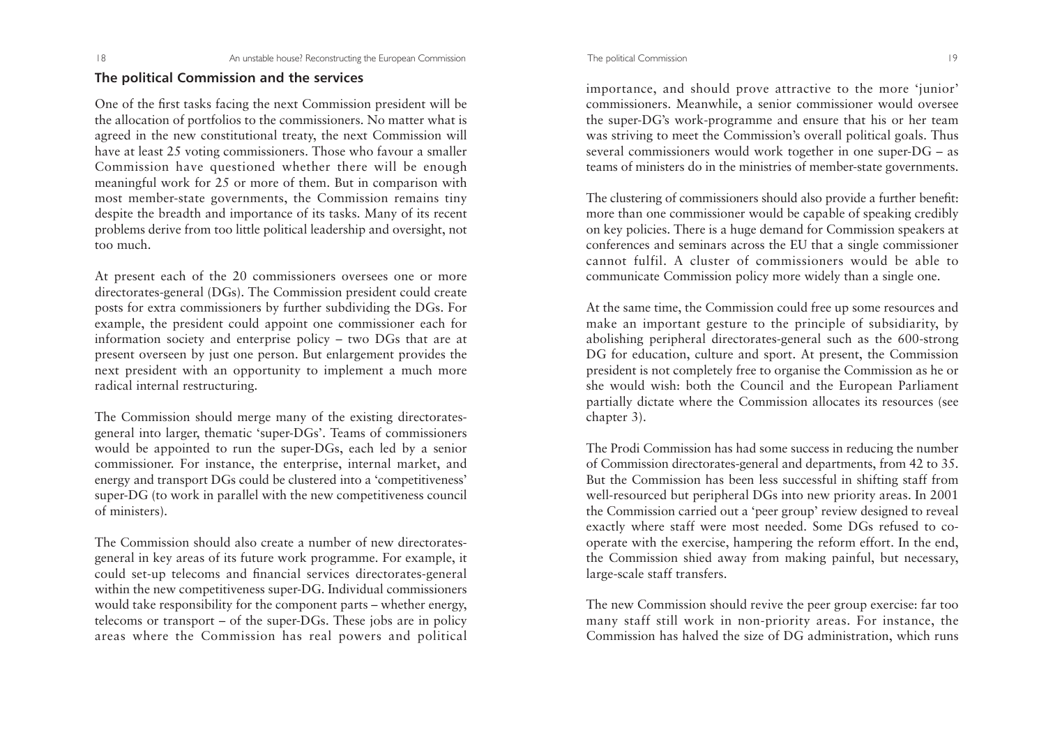## The political Commission and the services

One of the first tasks facing the next Commission president will be the allocation of portfolios to the commissioners. No matter what is agreed in the new constitutional treaty, the next Commission will have at least 25 voting commissioners. Those who favour a smaller Commission have questioned whether there will be enough meaningful work for 25 or more of them. But in comparison with most member-state governments, the Commission remains tiny despite the breadth and importance of its tasks. Many of its recent problems derive from too little political leadership and oversight, not too much.

At present each of the 20 commissioners oversees one or more directorates-general (DGs). The Commission president could create posts for extra commissioners by further subdividing the DGs. For example, the president could appoint one commissioner each for information society and enterprise policy – two DGs that are at present overseen by just one person. But enlargement provides the next president with an opportunity to implement a much more radical internal restructuring.

The Commission should merge many of the existing directorates-general into larger, thematic 'super-DGs'. Teams of commissioners would be appointed to run the super-DGs, each led by a senior commissioner. For instance, the enterprise, internal market, and energy and transport DGs could be clustered into a 'competitiveness' super-DG (to work in parallel with the new competitiveness council of ministers).

The Commission should also create a number of new directorates-general in key areas of its future work programme. For example, it could set-up telecoms and financial services directorates-general within the new competitiveness super-DG. Individual commissioners would take responsibility for the component parts – whether energy, telecoms or transport – of the super-DGs. These jobs are in policy areas where the Commission has real powers and political importance, and should prove attractive to the more 'junior' commissioners. Meanwhile, a senior commissioner would oversee the super-DG's work-programme and ensure that his or her team was striving to meet the Commission's overall political goals. Thus several commissioners would work together in one super-DG – as teams of ministers do in the ministries of member-state governments.

The clustering of commissioners should also provide a further benefit: more than one commissioner would be capable of speaking credibly on key policies. There is a huge demand for Commission speakers at conferences and seminars across the EU that a single commissioner cannot fulfil. A cluster of commissioners would be able to communicate Commission policy more widely than a single one.

At the same time, the Commission could free up some resources and make an important gesture to the principle of subsidiarity, by abolishing peripheral directorates-general such as the 600-strong DG for education, culture and sport. At present, the Commission president is not completely free to organise the Commission as he or she would wish: both the Council and the European Parliament partially dictate where the Commission allocates its resources (see chapter 3).

The Prodi Commission has had some success in reducing the number of Commission directorates-general and departments, from 42 to 35. But the Commission has been less successful in shifting staff from well-resourced but peripheral DGs into new priority areas. In 2001 the Commission carried out a 'peer group' review designed to reveal exactly where staff were most needed. Some DGs refused to co-operate with the exercise, hampering the reform effort. In the end, the Commission shied away from making painful, but necessary, large-scale staff transfers.

The new Commission should revive the peer group exercise: far too many staff still work in non-priority areas. For instance, the Commission has halved the size of DG administration, which runs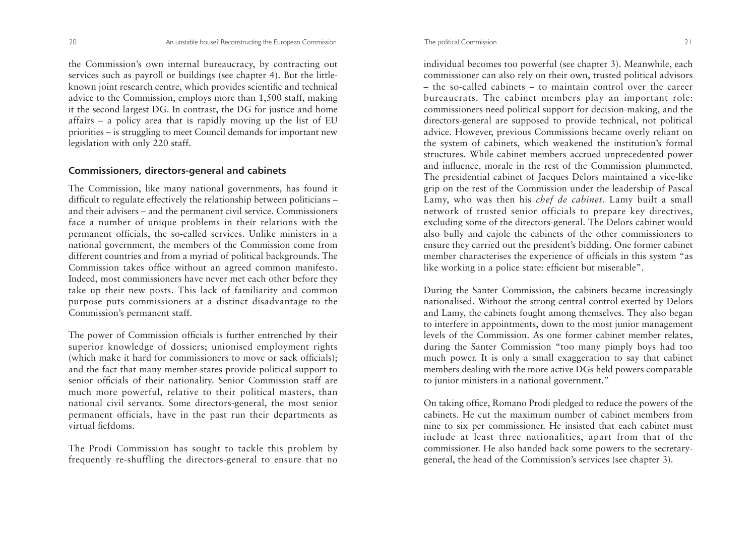the Commission's own internal bureaucracy, by contracting out services such as payroll or buildings (see chapter 4). But the little-known joint research centre, which provides scientific and technical advice to the Commission, employs more than 1,500 staff, making it the second largest DG. In contrast, the DG for justice and home affairs – a policy area that is rapidly moving up the list of EU priorities – is struggling to meet Council demands for important new legislation with only 220 staff.

## Commissioners, directors-general and cabinets

The Commission, like many national governments, has found it difficult to regulate effectively the relationship between politicians – and their advisers – and the permanent civil service. Commissioners face a number of unique problems in their relations with the permanent officials, the so-called services. Unlike ministers in a national government, the members of the Commission come from different countries and from a myriad of political backgrounds. The Commission takes office without an agreed common manifesto. Indeed, most commissioners have never met each other before they take up their new posts. This lack of familiarity and common purpose puts commissioners at a distinct disadvantage to the Commission's permanent staff.

The power of Commission officials is further entrenched by their superior knowledge of dossiers; unionised employment rights (which make it hard for commissioners to move or sack officials); and the fact that many member-states provide political support to senior officials of their nationality. Senior Commission staff are much more powerful, relative to their political masters, than national civil servants. Some directors-general, the most senior permanent officials, have in the past run their departments as virtual fiefdoms.

The Prodi Commission has sought to tackle this problem by frequently re-shuffling the directors-general to ensure that no individual becomes too powerful (see chapter 3). Meanwhile, each commissioner can also rely on their own, trusted political advisors – the so-called cabinets – to maintain control over the career bureaucrats. The cabinet members play an important role: commissioners need political support for decision-making, and the directors-general are supposed to provide technical, not political advice. However, previous Commissions became overly reliant on the system of cabinets, which weakened the institution's formal structures. While cabinet members accrued unprecedented power and influence, morale in the rest of the Commission plummeted. The presidential cabinet of Jacques Delors maintained a vice-like grip on the rest of the Commission under the leadership of Pascal Lamy, who was then his *chef de cabinet*. Lamy built a small network of trusted senior officials to prepare key directives, excluding some of the directors-general. The Delors cabinet would also bully and cajole the cabinets of the other commissioners to ensure they carried out the president's bidding. One former cabinet member characterises the experience of officials in this system "as like working in a police state: efficient but miserable".

During the Santer Commission, the cabinets became increasingly nationalised. Without the strong central control exerted by Delors and Lamy, the cabinets fought among themselves. They also began to interfere in appointments, down to the most junior management levels of the Commission. As one former cabinet member relates, during the Santer Commission "too many pimply boys had too much power. It is only a small exaggeration to say that cabinet members dealing with the more active DGs held powers comparable to junior ministers in a national government."

On taking office, Romano Prodi pledged to reduce the powers of the cabinets. He cut the maximum number of cabinet members from nine to six per commissioner. He insisted that each cabinet must include at least three nationalities, apart from that of the commissioner. He also handed back some powers to the secretary-general, the head of the Commission's services (see chapter 3).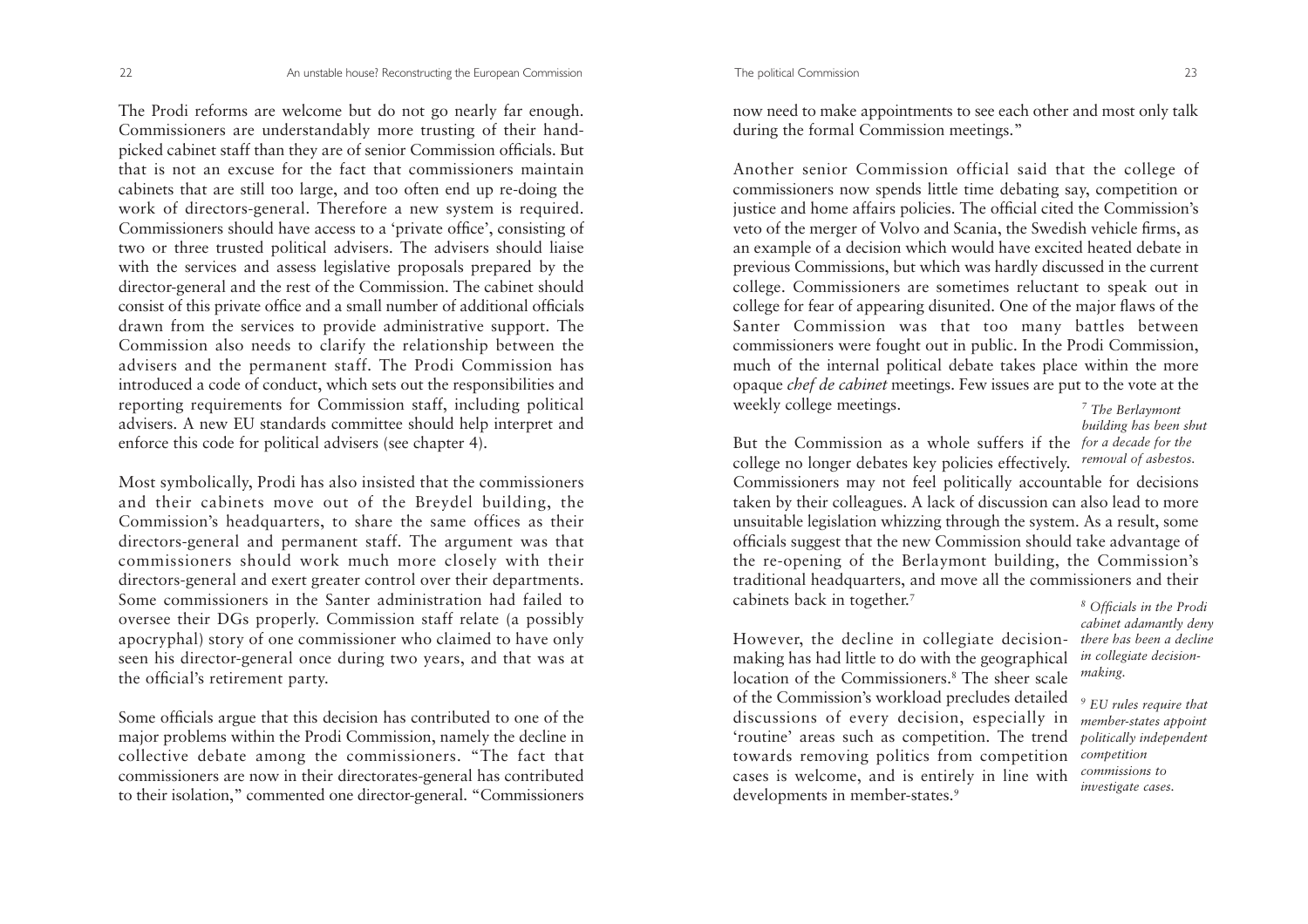The Prodi reforms are welcome but do not go nearly far enough. Commissioners are understandably more trusting of their hand-picked cabinet staff than they are of senior Commission officials. But that is not an excuse for the fact that commissioners maintain cabinets that are still too large, and too often end up re-doing the work of directors-general. Therefore a new system is required. Commissioners should have access to a 'private office', consisting of two or three trusted political advisers. The advisers should liaise with the services and assess legislative proposals prepared by the director-general and the rest of the Commission. The cabinet should consist of this private office and a small number of additional officials drawn from the services to provide administrative support. The Commission also needs to clarify the relationship between the advisers and the permanent staff. The Prodi Commission has introduced a code of conduct, which sets out the responsibilities and reporting requirements for Commission staff, including political advisers. A new EU standards committee should help interpret and enforce this code for political advisers (see chapter 4).

Most symbolically, Prodi has also insisted that the commissioners and their cabinets move out of the Breydel building, the Commission's headquarters, to share the same offices as their directors-general and permanent staff. The argument was that commissioners should work much more closely with their directors-general and exert greater control over their departments. Some commissioners in the Santer administration had failed to oversee their DGs properly. Commission staff relate (a possibly apocryphal) story of one commissioner who claimed to have only seen his director-general once during two years, and that was at the official's retirement party.

Some officials argue that this decision has contributed to one of the major problems within the Prodi Commission, namely the decline in collective debate among the commissioners. "The fact that commissioners are now in their directorates-general has contributed to their isolation," commented one director-general. "Commissioners now need to make appointments to see each other and most only talk during the formal Commission meetings."

Another senior Commission official said that the college of commissioners now spends little time debating say, competition or justice and home affairs policies. The official cited the Commission's veto of the merger of Volvo and Scania, the Swedish vehicle firms, as an example of a decision which would have excited heated debate in previous Commissions, but which was hardly discussed in the current college. Commissioners are sometimes reluctant to speak out in college for fear of appearing disunited. One of the major flaws of the Santer Commission was that too many battles between commissioners were fought out in public. In the Prodi Commission, much of the internal political debate takes place within the more opaque *chef de cabinet* meetings. Few issues are put to the vote at the weekly college meetings.

But the Commission as a whole suffers if the college no longer debates key policies effectively. Commissioners may not feel politically accountable for decisions taken by their colleagues. A lack of discussion can also lead to more unsuitable legislation whizzing through the system. As a result, some officials suggest that the new Commission should take advantage of the re-opening of the Berlaymont building, the Commission's traditional headquarters, and move all the commissioners and their cabinets back in together.[7]

However, the decline in collegiate decision-making has had little to do with the geographical location of the Commissioners.[8] The sheer scale of the Commission's workload precludes detailed discussions of every decision, especially in 'routine' areas such as competition. The trend towards removing politics from competition cases is welcome, and is entirely in line with developments in member-states.[9]

*[7] The Berlaymont building has been shut for a decade for the removal of asbestos.*

*[8] Officials in the Prodi cabinet adamantly deny there has been a decline in collegiate decision-making.*

*[9] EU rules require that member-states appoint politically independent competition commissions to investigate cases.*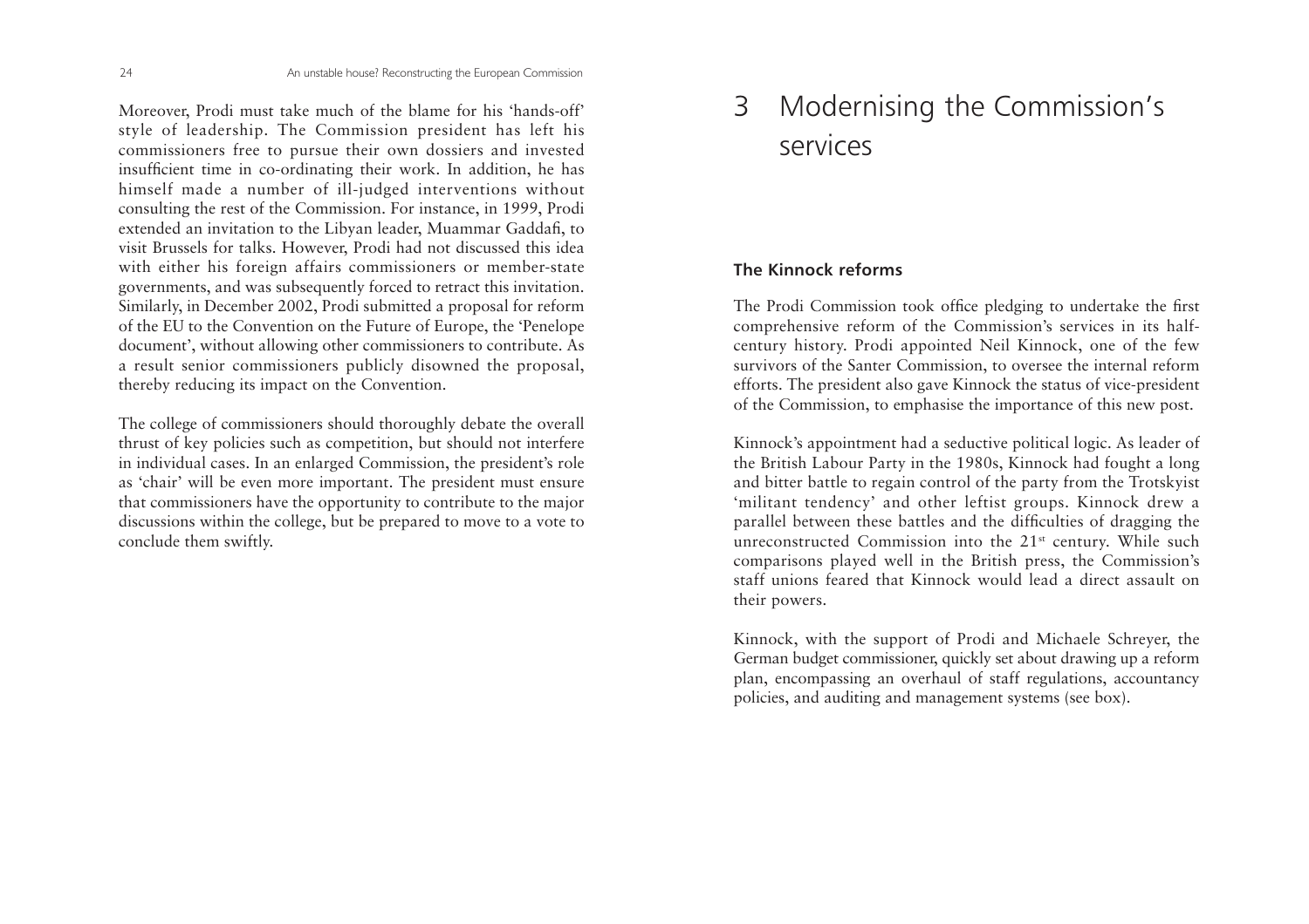Moreover, Prodi must take much of the blame for his 'hands-off' style of leadership. The Commission president has left his commissioners free to pursue their own dossiers and invested insufficient time in co-ordinating their work. In addition, he has himself made a number of ill-judged interventions without consulting the rest of the Commission. For instance, in 1999, Prodi extended an invitation to the Libyan leader, Muammar Gaddafi, to visit Brussels for talks. However, Prodi had not discussed this idea with either his foreign affairs commissioners or member-state governments, and was subsequently forced to retract this invitation. Similarly, in December 2002, Prodi submitted a proposal for reform of the EU to the Convention on the Future of Europe, the 'Penelope document', without allowing other commissioners to contribute. As a result senior commissioners publicly disowned the proposal, thereby reducing its impact on the Convention.

The college of commissioners should thoroughly debate the overall thrust of key policies such as competition, but should not interfere in individual cases. In an enlarged Commission, the president's role as 'chair' will be even more important. The president must ensure that commissioners have the opportunity to contribute to the major discussions within the college, but be prepared to move to a vote to conclude them swiftly.

# 3 Modernising the Commission's services

## The Kinnock reforms

The Prodi Commission took office pledging to undertake the first comprehensive reform of the Commission's services in its half-century history. Prodi appointed Neil Kinnock, one of the few survivors of the Santer Commission, to oversee the internal reform efforts. The president also gave Kinnock the status of vice-president of the Commission, to emphasise the importance of this new post.

Kinnock's appointment had a seductive political logic. As leader of the British Labour Party in the 1980s, Kinnock had fought a long and bitter battle to regain control of the party from the Trotskyist 'militant tendency' and other leftist groups. Kinnock drew a parallel between these battles and the difficulties of dragging the unreconstructed Commission into the 21st century. While such comparisons played well in the British press, the Commission's staff unions feared that Kinnock would lead a direct assault on their powers.

Kinnock, with the support of Prodi and Michaele Schreyer, the German budget commissioner, quickly set about drawing up a reform plan, encompassing an overhaul of staff regulations, accountancy policies, and auditing and management systems (see box).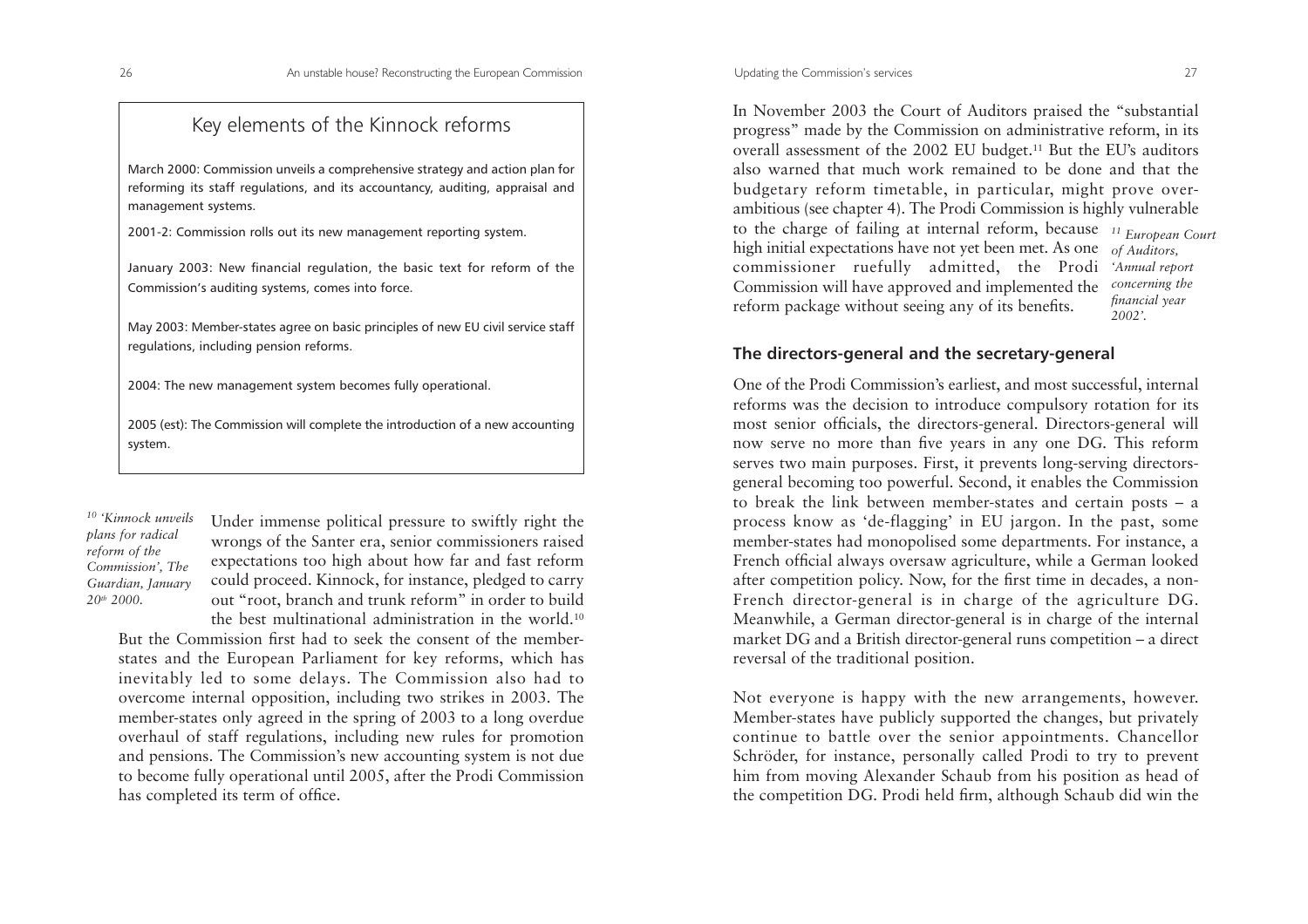## Key elements of the Kinnock reforms

March 2000: Commission unveils a comprehensive strategy and action plan for reforming its staff regulations, and its accountancy, auditing, appraisal and management systems.

2001-2: Commission rolls out its new management reporting system.

January 2003: New financial regulation, the basic text for reform of the Commission's auditing systems, comes into force.

May 2003: Member-states agree on basic principles of new EU civil service staff regulations, including pension reforms.

2004: The new management system becomes fully operational.

2005 (est): The Commission will complete the introduction of a new accounting system.

Under immense political pressure to swiftly right the wrongs of the Santer era, senior commissioners raised expectations too high about how far and fast reform could proceed. Kinnock, for instance, pledged to carry out "root, branch and trunk reform" in order to build the best multinational administration in the world.[10]

*[10] 'Kinnock unveils plans for radical reform of the Commission', The Guardian, January 20th 2000.*

But the Commission first had to seek the consent of the member-states and the European Parliament for key reforms, which has inevitably led to some delays. The Commission also had to overcome internal opposition, including two strikes in 2003. The member-states only agreed in the spring of 2003 to a long overdue overhaul of staff regulations, including new rules for promotion and pensions. The Commission's new accounting system is not due to become fully operational until 2005, after the Prodi Commission has completed its term of office.

In November 2003 the Court of Auditors praised the "substantial progress" made by the Commission on administrative reform, in its overall assessment of the 2002 EU budget.[11] But the EU's auditors also warned that much work remained to be done and that the budgetary reform timetable, in particular, might prove over-ambitious (see chapter 4). The Prodi Commission is highly vulnerable to the charge of failing at internal reform, because high initial expectations have not yet been met. As one commissioner ruefully admitted, the Prodi Commission will have approved and implemented the reform package without seeing any of its benefits.

*[11] European Court of Auditors, 'Annual report concerning the financial year 2002'.*

### The directors-general and the secretary-general

One of the Prodi Commission's earliest, and most successful, internal reforms was the decision to introduce compulsory rotation for its most senior officials, the directors-general. Directors-general will now serve no more than five years in any one DG. This reform serves two main purposes. First, it prevents long-serving directors-general becoming too powerful. Second, it enables the Commission to break the link between member-states and certain posts – a process know as 'de-flagging' in EU jargon. In the past, some member-states had monopolised some departments. For instance, a French official always oversaw agriculture, while a German looked after competition policy. Now, for the first time in decades, a non-French director-general is in charge of the agriculture DG. Meanwhile, a German director-general is in charge of the internal market DG and a British director-general runs competition – a direct reversal of the traditional position.

Not everyone is happy with the new arrangements, however. Member-states have publicly supported the changes, but privately continue to battle over the senior appointments. Chancellor Schröder, for instance, personally called Prodi to try to prevent him from moving Alexander Schaub from his position as head of the competition DG. Prodi held firm, although Schaub did win the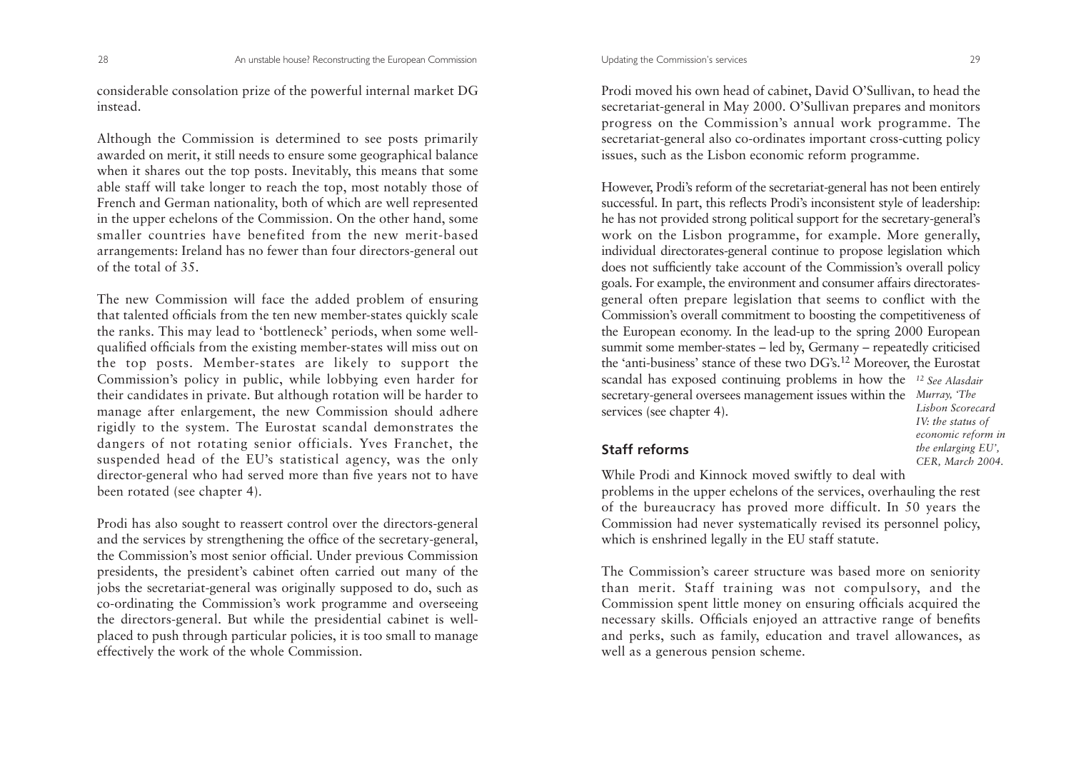considerable consolation prize of the powerful internal market DG instead.

Although the Commission is determined to see posts primarily awarded on merit, it still needs to ensure some geographical balance when it shares out the top posts. Inevitably, this means that some able staff will take longer to reach the top, most notably those of French and German nationality, both of which are well represented in the upper echelons of the Commission. On the other hand, some smaller countries have benefited from the new merit-based arrangements: Ireland has no fewer than four directors-general out of the total of 35.

The new Commission will face the added problem of ensuring that talented officials from the ten new member-states quickly scale the ranks. This may lead to 'bottleneck' periods, when some well-qualified officials from the existing member-states will miss out on the top posts. Member-states are likely to support the Commission's policy in public, while lobbying even harder for their candidates in private. But although rotation will be harder to manage after enlargement, the new Commission should adhere rigidly to the system. The Eurostat scandal demonstrates the dangers of not rotating senior officials. Yves Franchet, the suspended head of the EU's statistical agency, was the only director-general who had served more than five years not to have been rotated (see chapter 4).

Prodi has also sought to reassert control over the directors-general and the services by strengthening the office of the secretary-general, the Commission's most senior official. Under previous Commission presidents, the president's cabinet often carried out many of the jobs the secretariat-general was originally supposed to do, such as co-ordinating the Commission's work programme and overseeing the directors-general. But while the presidential cabinet is well-placed to push through particular policies, it is too small to manage effectively the work of the whole Commission.

Prodi moved his own head of cabinet, David O'Sullivan, to head the secretariat-general in May 2000. O'Sullivan prepares and monitors progress on the Commission's annual work programme. The secretariat-general also co-ordinates important cross-cutting policy issues, such as the Lisbon economic reform programme.

However, Prodi's reform of the secretariat-general has not been entirely successful. In part, this reflects Prodi's inconsistent style of leadership: he has not provided strong political support for the secretary-general's work on the Lisbon programme, for example. More generally, individual directorates-general continue to propose legislation which does not sufficiently take account of the Commission's overall policy goals. For example, the environment and consumer affairs directorates-general often prepare legislation that seems to conflict with the Commission's overall commitment to boosting the competitiveness of the European economy. In the lead-up to the spring 2000 European summit some member-states – led by, Germany – repeatedly criticised the 'anti-business' stance of these two DG's.[12] Moreover, the Eurostat scandal has exposed continuing problems in how the secretary-general oversees management issues within the services (see chapter 4).

[12] *See Alasdair Murray, 'The Lisbon Scorecard IV: the status of economic reform in the enlarging EU', CER, March 2004.*

## Staff reforms

While Prodi and Kinnock moved swiftly to deal with problems in the upper echelons of the services, overhauling the rest of the bureaucracy has proved more difficult. In 50 years the Commission had never systematically revised its personnel policy, which is enshrined legally in the EU staff statute.

The Commission's career structure was based more on seniority than merit. Staff training was not compulsory, and the Commission spent little money on ensuring officials acquired the necessary skills. Officials enjoyed an attractive range of benefits and perks, such as family, education and travel allowances, as well as a generous pension scheme.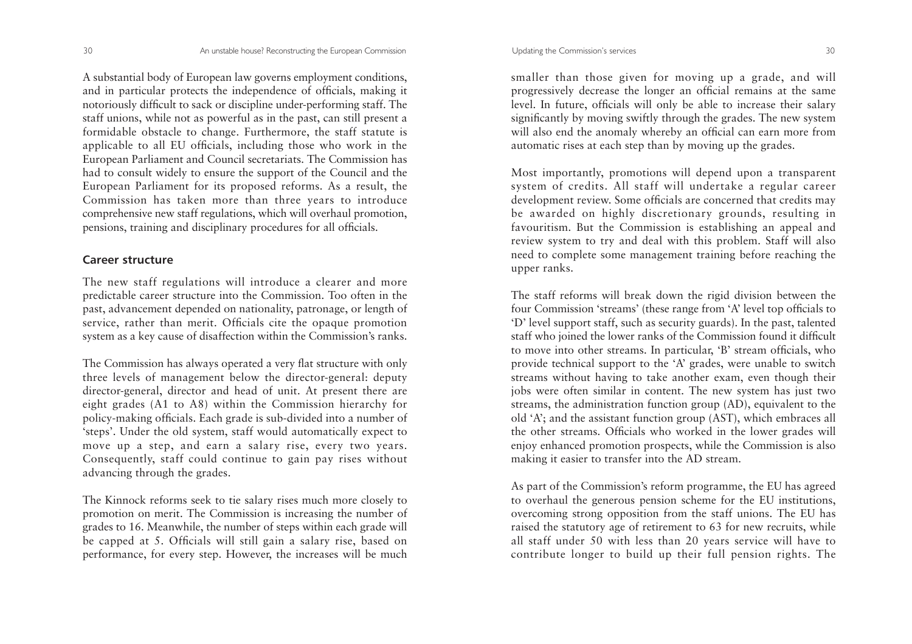A substantial body of European law governs employment conditions, and in particular protects the independence of officials, making it notoriously difficult to sack or discipline under-performing staff. The staff unions, while not as powerful as in the past, can still present a formidable obstacle to change. Furthermore, the staff statute is applicable to all EU officials, including those who work in the European Parliament and Council secretariats. The Commission has had to consult widely to ensure the support of the Council and the European Parliament for its proposed reforms. As a result, the Commission has taken more than three years to introduce comprehensive new staff regulations, which will overhaul promotion, pensions, training and disciplinary procedures for all officials.

## Career structure

The new staff regulations will introduce a clearer and more predictable career structure into the Commission. Too often in the past, advancement depended on nationality, patronage, or length of service, rather than merit. Officials cite the opaque promotion system as a key cause of disaffection within the Commission's ranks.

The Commission has always operated a very flat structure with only three levels of management below the director-general: deputy director-general, director and head of unit. At present there are eight grades (A1 to A8) within the Commission hierarchy for policy-making officials. Each grade is sub-divided into a number of 'steps'. Under the old system, staff would automatically expect to move up a step, and earn a salary rise, every two years. Consequently, staff could continue to gain pay rises without advancing through the grades.

The Kinnock reforms seek to tie salary rises much more closely to promotion on merit. The Commission is increasing the number of grades to 16. Meanwhile, the number of steps within each grade will be capped at 5. Officials will still gain a salary rise, based on performance, for every step. However, the increases will be much smaller than those given for moving up a grade, and will progressively decrease the longer an official remains at the same level. In future, officials will only be able to increase their salary significantly by moving swiftly through the grades. The new system will also end the anomaly whereby an official can earn more from automatic rises at each step than by moving up the grades.

Most importantly, promotions will depend upon a transparent system of credits. All staff will undertake a regular career development review. Some officials are concerned that credits may be awarded on highly discretionary grounds, resulting in favouritism. But the Commission is establishing an appeal and review system to try and deal with this problem. Staff will also need to complete some management training before reaching the upper ranks.

The staff reforms will break down the rigid division between the four Commission 'streams' (these range from 'A' level top officials to 'D' level support staff, such as security guards). In the past, talented staff who joined the lower ranks of the Commission found it difficult to move into other streams. In particular, 'B' stream officials, who provide technical support to the 'A' grades, were unable to switch streams without having to take another exam, even though their jobs were often similar in content. The new system has just two streams, the administration function group (AD), equivalent to the old 'A'; and the assistant function group (AST), which embraces all the other streams. Officials who worked in the lower grades will enjoy enhanced promotion prospects, while the Commission is also making it easier to transfer into the AD stream.

As part of the Commission's reform programme, the EU has agreed to overhaul the generous pension scheme for the EU institutions, overcoming strong opposition from the staff unions. The EU has raised the statutory age of retirement to 63 for new recruits, while all staff under 50 with less than 20 years service will have to contribute longer to build up their full pension rights. The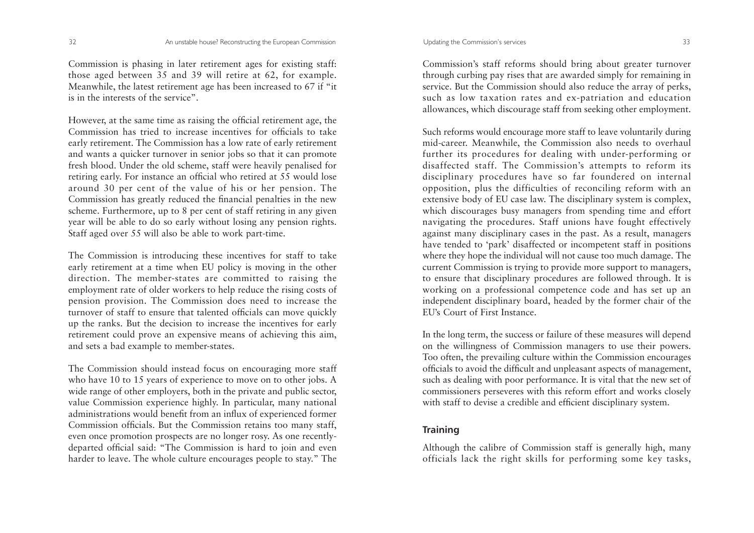Commission is phasing in later retirement ages for existing staff: those aged between 35 and 39 will retire at 62, for example. Meanwhile, the latest retirement age has been increased to 67 if "it is in the interests of the service".

However, at the same time as raising the official retirement age, the Commission has tried to increase incentives for officials to take early retirement. The Commission has a low rate of early retirement and wants a quicker turnover in senior jobs so that it can promote fresh blood. Under the old scheme, staff were heavily penalised for retiring early. For instance an official who retired at 55 would lose around 30 per cent of the value of his or her pension. The Commission has greatly reduced the financial penalties in the new scheme. Furthermore, up to 8 per cent of staff retiring in any given year will be able to do so early without losing any pension rights. Staff aged over 55 will also be able to work part-time.

The Commission is introducing these incentives for staff to take early retirement at a time when EU policy is moving in the other direction. The member-states are committed to raising the employment rate of older workers to help reduce the rising costs of pension provision. The Commission does need to increase the turnover of staff to ensure that talented officials can move quickly up the ranks. But the decision to increase the incentives for early retirement could prove an expensive means of achieving this aim, and sets a bad example to member-states.

The Commission should instead focus on encouraging more staff who have 10 to 15 years of experience to move on to other jobs. A wide range of other employers, both in the private and public sector, value Commission experience highly. In particular, many national administrations would benefit from an influx of experienced former Commission officials. But the Commission retains too many staff, even once promotion prospects are no longer rosy. As one recently-departed official said: "The Commission is hard to join and even harder to leave. The whole culture encourages people to stay." The Commission's staff reforms should bring about greater turnover through curbing pay rises that are awarded simply for remaining in service. But the Commission should also reduce the array of perks, such as low taxation rates and ex-patriation and education allowances, which discourage staff from seeking other employment.

Such reforms would encourage more staff to leave voluntarily during mid-career. Meanwhile, the Commission also needs to overhaul further its procedures for dealing with under-performing or disaffected staff. The Commission's attempts to reform its disciplinary procedures have so far foundered on internal opposition, plus the difficulties of reconciling reform with an extensive body of EU case law. The disciplinary system is complex, which discourages busy managers from spending time and effort navigating the procedures. Staff unions have fought effectively against many disciplinary cases in the past. As a result, managers have tended to 'park' disaffected or incompetent staff in positions where they hope the individual will not cause too much damage. The current Commission is trying to provide more support to managers, to ensure that disciplinary procedures are followed through. It is working on a professional competence code and has set up an independent disciplinary board, headed by the former chair of the EU's Court of First Instance.

In the long term, the success or failure of these measures will depend on the willingness of Commission managers to use their powers. Too often, the prevailing culture within the Commission encourages officials to avoid the difficult and unpleasant aspects of management, such as dealing with poor performance. It is vital that the new set of commissioners perseveres with this reform effort and works closely with staff to devise a credible and efficient disciplinary system.

## Training

Although the calibre of Commission staff is generally high, many officials lack the right skills for performing some key tasks,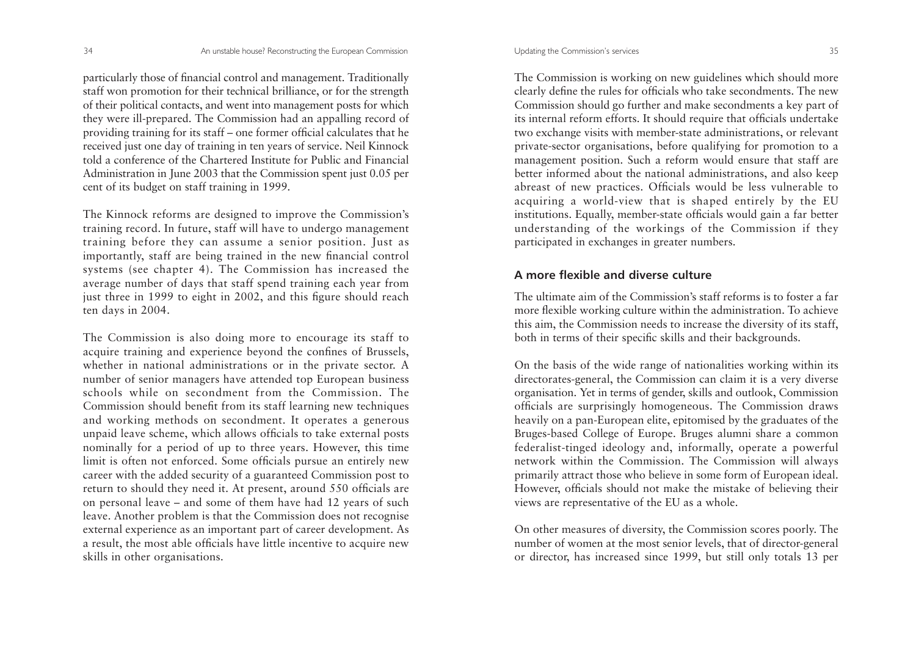particularly those of financial control and management. Traditionally staff won promotion for their technical brilliance, or for the strength of their political contacts, and went into management posts for which they were ill-prepared. The Commission had an appalling record of providing training for its staff – one former official calculates that he received just one day of training in ten years of service. Neil Kinnock told a conference of the Chartered Institute for Public and Financial Administration in June 2003 that the Commission spent just 0.05 per cent of its budget on staff training in 1999.

The Kinnock reforms are designed to improve the Commission's training record. In future, staff will have to undergo management training before they can assume a senior position. Just as importantly, staff are being trained in the new financial control systems (see chapter 4). The Commission has increased the average number of days that staff spend training each year from just three in 1999 to eight in 2002, and this figure should reach ten days in 2004.

The Commission is also doing more to encourage its staff to acquire training and experience beyond the confines of Brussels, whether in national administrations or in the private sector. A number of senior managers have attended top European business schools while on secondment from the Commission. The Commission should benefit from its staff learning new techniques and working methods on secondment. It operates a generous unpaid leave scheme, which allows officials to take external posts nominally for a period of up to three years. However, this time limit is often not enforced. Some officials pursue an entirely new career with the added security of a guaranteed Commission post to return to should they need it. At present, around 550 officials are on personal leave – and some of them have had 12 years of such leave. Another problem is that the Commission does not recognise external experience as an important part of career development. As a result, the most able officials have little incentive to acquire new skills in other organisations.

The Commission is working on new guidelines which should more clearly define the rules for officials who take secondments. The new Commission should go further and make secondments a key part of its internal reform efforts. It should require that officials undertake two exchange visits with member-state administrations, or relevant private-sector organisations, before qualifying for promotion to a management position. Such a reform would ensure that staff are better informed about the national administrations, and also keep abreast of new practices. Officials would be less vulnerable to acquiring a world-view that is shaped entirely by the EU institutions. Equally, member-state officials would gain a far better understanding of the workings of the Commission if they participated in exchanges in greater numbers.

## A more flexible and diverse culture

The ultimate aim of the Commission's staff reforms is to foster a far more flexible working culture within the administration. To achieve this aim, the Commission needs to increase the diversity of its staff, both in terms of their specific skills and their backgrounds.

On the basis of the wide range of nationalities working within its directorates-general, the Commission can claim it is a very diverse organisation. Yet in terms of gender, skills and outlook, Commission officials are surprisingly homogeneous. The Commission draws heavily on a pan-European elite, epitomised by the graduates of the Bruges-based College of Europe. Bruges alumni share a common federalist-tinged ideology and, informally, operate a powerful network within the Commission. The Commission will always primarily attract those who believe in some form of European ideal. However, officials should not make the mistake of believing their views are representative of the EU as a whole.

On other measures of diversity, the Commission scores poorly. The number of women at the most senior levels, that of director-general or director, has increased since 1999, but still only totals 13 per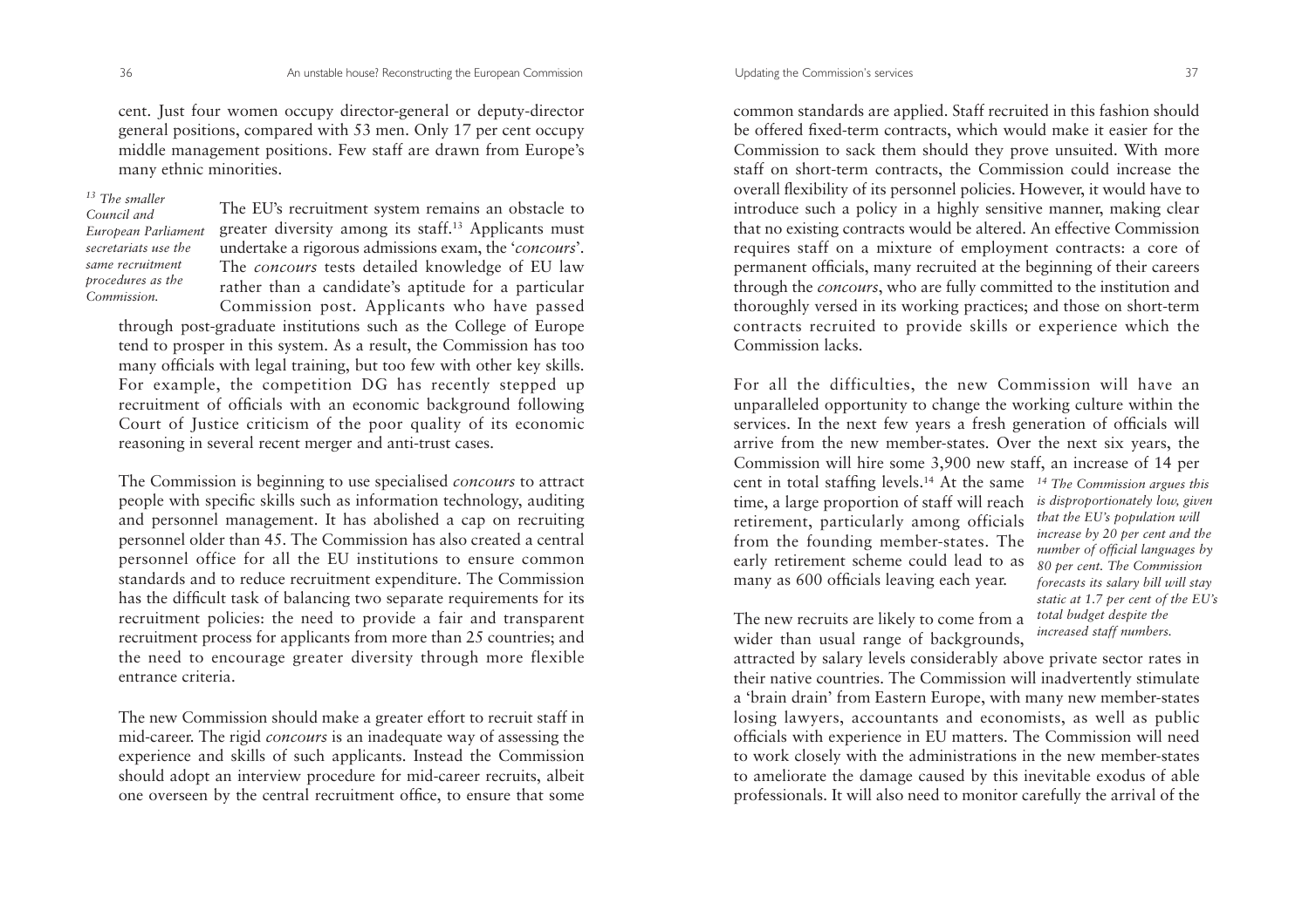cent. Just four women occupy director-general or deputy-director general positions, compared with 53 men. Only 17 per cent occupy middle management positions. Few staff are drawn from Europe's many ethnic minorities.

The EU's recruitment system remains an obstacle to greater diversity among its staff.[13] Applicants must undertake a rigorous admissions exam, the '*concours*'. The *concours* tests detailed knowledge of EU law rather than a candidate's aptitude for a particular Commission post. Applicants who have passed through post-graduate institutions such as the College of Europe tend to prosper in this system. As a result, the Commission has too many officials with legal training, but too few with other key skills. For example, the competition DG has recently stepped up recruitment of officials with an economic background following Court of Justice criticism of the poor quality of its economic reasoning in several recent merger and anti-trust cases.

*[13] The smaller Council and European Parliament secretariats use the same recruitment procedures as the Commission.*

The Commission is beginning to use specialised *concours* to attract people with specific skills such as information technology, auditing and personnel management. It has abolished a cap on recruiting personnel older than 45. The Commission has also created a central personnel office for all the EU institutions to ensure common standards and to reduce recruitment expenditure. The Commission has the difficult task of balancing two separate requirements for its recruitment policies: the need to provide a fair and transparent recruitment process for applicants from more than 25 countries; and the need to encourage greater diversity through more flexible entrance criteria.

The new Commission should make a greater effort to recruit staff in mid-career. The rigid *concours* is an inadequate way of assessing the experience and skills of such applicants. Instead the Commission should adopt an interview procedure for mid-career recruits, albeit one overseen by the central recruitment office, to ensure that some common standards are applied. Staff recruited in this fashion should be offered fixed-term contracts, which would make it easier for the Commission to sack them should they prove unsuited. With more staff on short-term contracts, the Commission could increase the overall flexibility of its personnel policies. However, it would have to introduce such a policy in a highly sensitive manner, making clear that no existing contracts would be altered. An effective Commission requires staff on a mixture of employment contracts: a core of permanent officials, many recruited at the beginning of their careers through the *concours*, who are fully committed to the institution and thoroughly versed in its working practices; and those on short-term contracts recruited to provide skills or experience which the Commission lacks.

For all the difficulties, the new Commission will have an unparalleled opportunity to change the working culture within the services. In the next few years a fresh generation of officials will arrive from the new member-states. Over the next six years, the Commission will hire some 3,900 new staff, an increase of 14 per cent in total staffing levels.[14] At the same time, a large proportion of staff will reach retirement, particularly among officials from the founding member-states. The early retirement scheme could lead to as many as 600 officials leaving each year.

*[14] The Commission argues this is disproportionately low, given that the EU's population will increase by 20 per cent and the number of official languages by 80 per cent. The Commission forecasts its salary bill will stay static at 1.7 per cent of the EU's total budget despite the increased staff numbers.*

The new recruits are likely to come from a wider than usual range of backgrounds, attracted by salary levels considerably above private sector rates in their native countries. The Commission will inadvertently stimulate a 'brain drain' from Eastern Europe, with many new member-states losing lawyers, accountants and economists, as well as public officials with experience in EU matters. The Commission will need to work closely with the administrations in the new member-states to ameliorate the damage caused by this inevitable exodus of able professionals. It will also need to monitor carefully the arrival of the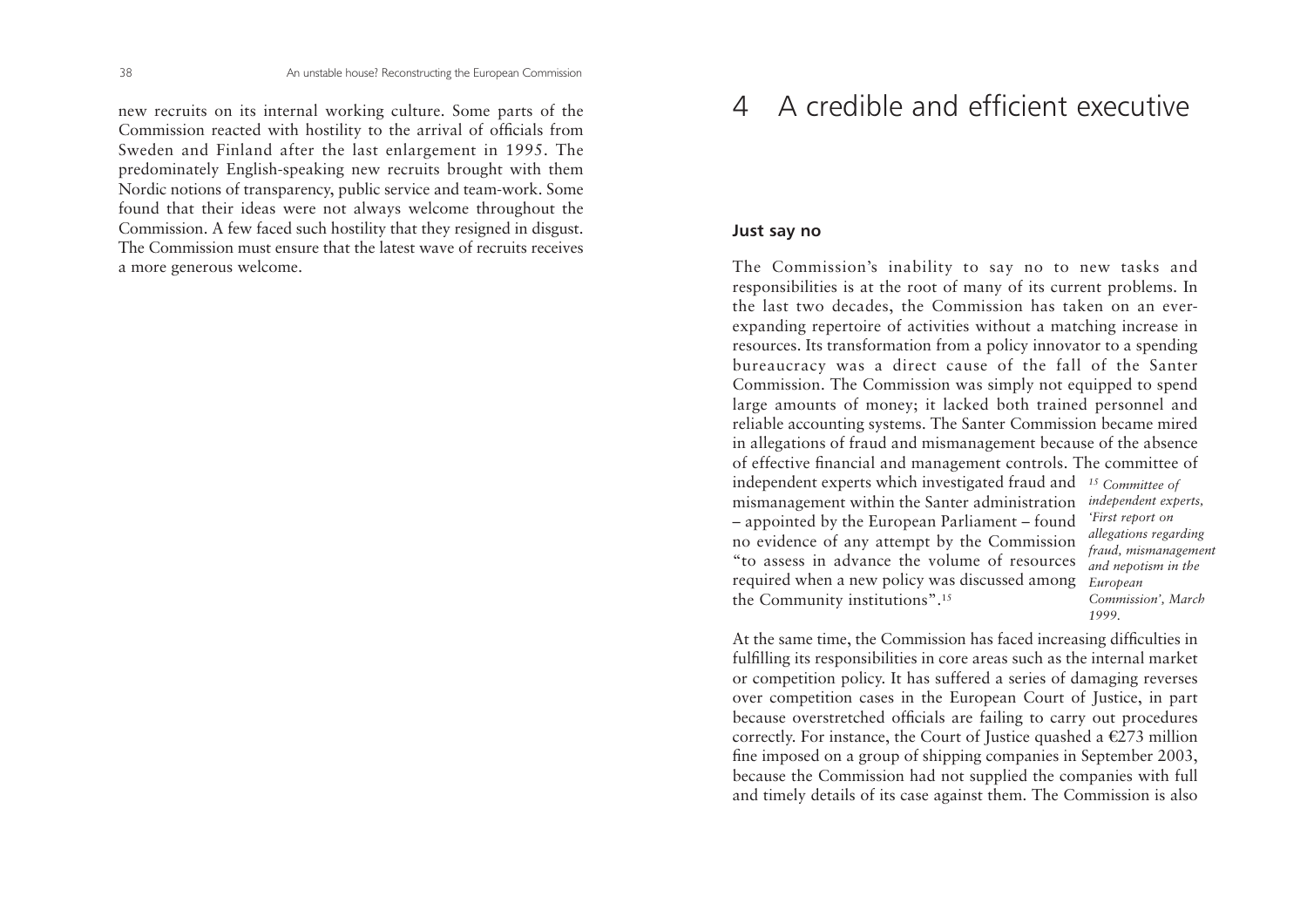new recruits on its internal working culture. Some parts of the Commission reacted with hostility to the arrival of officials from Sweden and Finland after the last enlargement in 1995. The predominately English-speaking new recruits brought with them Nordic notions of transparency, public service and team-work. Some found that their ideas were not always welcome throughout the Commission. A few faced such hostility that they resigned in disgust. The Commission must ensure that the latest wave of recruits receives a more generous welcome.

# 4 A credible and efficient executive

### Just say no

The Commission's inability to say no to new tasks and responsibilities is at the root of many of its current problems. In the last two decades, the Commission has taken on an ever-expanding repertoire of activities without a matching increase in resources. Its transformation from a policy innovator to a spending bureaucracy was a direct cause of the fall of the Santer Commission. The Commission was simply not equipped to spend large amounts of money; it lacked both trained personnel and reliable accounting systems. The Santer Commission became mired in allegations of fraud and mismanagement because of the absence of effective financial and management controls. The committee of independent experts which investigated fraud and mismanagement within the Santer administration – appointed by the European Parliament – found no evidence of any attempt by the Commission "to assess in advance the volume of resources required when a new policy was discussed among the Community institutions".[15]

*[15] Committee of independent experts, 'First report on allegations regarding fraud, mismanagement and nepotism in the European Commission', March 1999.*

At the same time, the Commission has faced increasing difficulties in fulfilling its responsibilities in core areas such as the internal market or competition policy. It has suffered a series of damaging reverses over competition cases in the European Court of Justice, in part because overstretched officials are failing to carry out procedures correctly. For instance, the Court of Justice quashed a €273 million fine imposed on a group of shipping companies in September 2003, because the Commission had not supplied the companies with full and timely details of its case against them. The Commission is also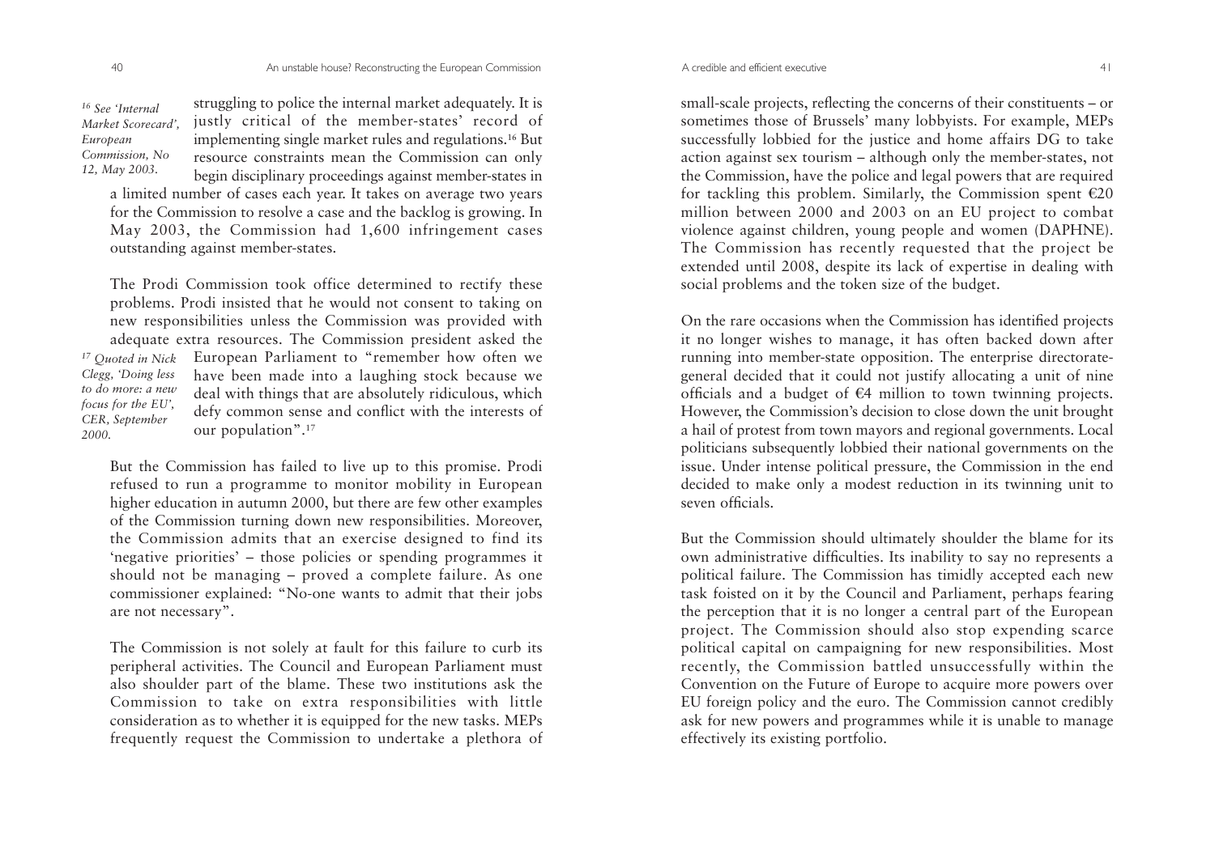struggling to police the internal market adequately. It is justly critical of the member-states' record of implementing single market rules and regulations.[16] But resource constraints mean the Commission can only begin disciplinary proceedings against member-states in a limited number of cases each year. It takes on average two years for the Commission to resolve a case and the backlog is growing. In May 2003, the Commission had 1,600 infringement cases outstanding against member-states.

*[16] See 'Internal Market Scorecard', European Commission, No 12, May 2003.*

The Prodi Commission took office determined to rectify these problems. Prodi insisted that he would not consent to taking on new responsibilities unless the Commission was provided with adequate extra resources. The Commission president asked the European Parliament to "remember how often we have been made into a laughing stock because we deal with things that are absolutely ridiculous, which defy common sense and conflict with the interests of our population".[17]

*[17] Quoted in Nick Clegg, 'Doing less to do more: a new focus for the EU', CER, September 2000.*

But the Commission has failed to live up to this promise. Prodi refused to run a programme to monitor mobility in European higher education in autumn 2000, but there are few other examples of the Commission turning down new responsibilities. Moreover, the Commission admits that an exercise designed to find its 'negative priorities' – those policies or spending programmes it should not be managing – proved a complete failure. As one commissioner explained: "No-one wants to admit that their jobs are not necessary".

The Commission is not solely at fault for this failure to curb its peripheral activities. The Council and European Parliament must also shoulder part of the blame. These two institutions ask the Commission to take on extra responsibilities with little consideration as to whether it is equipped for the new tasks. MEPs frequently request the Commission to undertake a plethora of small-scale projects, reflecting the concerns of their constituents – or sometimes those of Brussels' many lobbyists. For example, MEPs successfully lobbied for the justice and home affairs DG to take action against sex tourism – although only the member-states, not the Commission, have the police and legal powers that are required for tackling this problem. Similarly, the Commission spent €20 million between 2000 and 2003 on an EU project to combat violence against children, young people and women (DAPHNE). The Commission has recently requested that the project be extended until 2008, despite its lack of expertise in dealing with social problems and the token size of the budget.

On the rare occasions when the Commission has identified projects it no longer wishes to manage, it has often backed down after running into member-state opposition. The enterprise directorate-general decided that it could not justify allocating a unit of nine officials and a budget of €4 million to town twinning projects. However, the Commission's decision to close down the unit brought a hail of protest from town mayors and regional governments. Local politicians subsequently lobbied their national governments on the issue. Under intense political pressure, the Commission in the end decided to make only a modest reduction in its twinning unit to seven officials.

But the Commission should ultimately shoulder the blame for its own administrative difficulties. Its inability to say no represents a political failure. The Commission has timidly accepted each new task foisted on it by the Council and Parliament, perhaps fearing the perception that it is no longer a central part of the European project. The Commission should also stop expending scarce political capital on campaigning for new responsibilities. Most recently, the Commission battled unsuccessfully within the Convention on the Future of Europe to acquire more powers over EU foreign policy and the euro. The Commission cannot credibly ask for new powers and programmes while it is unable to manage effectively its existing portfolio.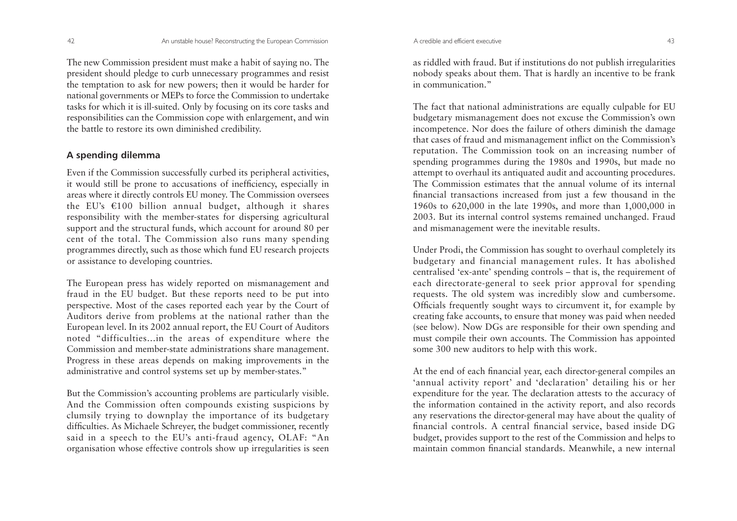The new Commission president must make a habit of saying no. The president should pledge to curb unnecessary programmes and resist the temptation to ask for new powers; then it would be harder for national governments or MEPs to force the Commission to undertake tasks for which it is ill-suited. Only by focusing on its core tasks and responsibilities can the Commission cope with enlargement, and win the battle to restore its own diminished credibility.

## A spending dilemma

Even if the Commission successfully curbed its peripheral activities, it would still be prone to accusations of inefficiency, especially in areas where it directly controls EU money. The Commission oversees the EU's €100 billion annual budget, although it shares responsibility with the member-states for dispersing agricultural support and the structural funds, which account for around 80 per cent of the total. The Commission also runs many spending programmes directly, such as those which fund EU research projects or assistance to developing countries.

The European press has widely reported on mismanagement and fraud in the EU budget. But these reports need to be put into perspective. Most of the cases reported each year by the Court of Auditors derive from problems at the national rather than the European level. In its 2002 annual report, the EU Court of Auditors noted "difficulties...in the areas of expenditure where the Commission and member-state administrations share management. Progress in these areas depends on making improvements in the administrative and control systems set up by member-states."

But the Commission's accounting problems are particularly visible. And the Commission often compounds existing suspicions by clumsily trying to downplay the importance of its budgetary difficulties. As Michaele Schreyer, the budget commissioner, recently said in a speech to the EU's anti-fraud agency, OLAF: "An organisation whose effective controls show up irregularities is seen as riddled with fraud. But if institutions do not publish irregularities nobody speaks about them. That is hardly an incentive to be frank in communication."

The fact that national administrations are equally culpable for EU budgetary mismanagement does not excuse the Commission's own incompetence. Nor does the failure of others diminish the damage that cases of fraud and mismanagement inflict on the Commission's reputation. The Commission took on an increasing number of spending programmes during the 1980s and 1990s, but made no attempt to overhaul its antiquated audit and accounting procedures. The Commission estimates that the annual volume of its internal financial transactions increased from just a few thousand in the 1960s to 620,000 in the late 1990s, and more than 1,000,000 in 2003. But its internal control systems remained unchanged. Fraud and mismanagement were the inevitable results.

Under Prodi, the Commission has sought to overhaul completely its budgetary and financial management rules. It has abolished centralised 'ex-ante' spending controls – that is, the requirement of each directorate-general to seek prior approval for spending requests. The old system was incredibly slow and cumbersome. Officials frequently sought ways to circumvent it, for example by creating fake accounts, to ensure that money was paid when needed (see below). Now DGs are responsible for their own spending and must compile their own accounts. The Commission has appointed some 300 new auditors to help with this work.

At the end of each financial year, each director-general compiles an 'annual activity report' and 'declaration' detailing his or her expenditure for the year. The declaration attests to the accuracy of the information contained in the activity report, and also records any reservations the director-general may have about the quality of financial controls. A central financial service, based inside DG budget, provides support to the rest of the Commission and helps to maintain common financial standards. Meanwhile, a new internal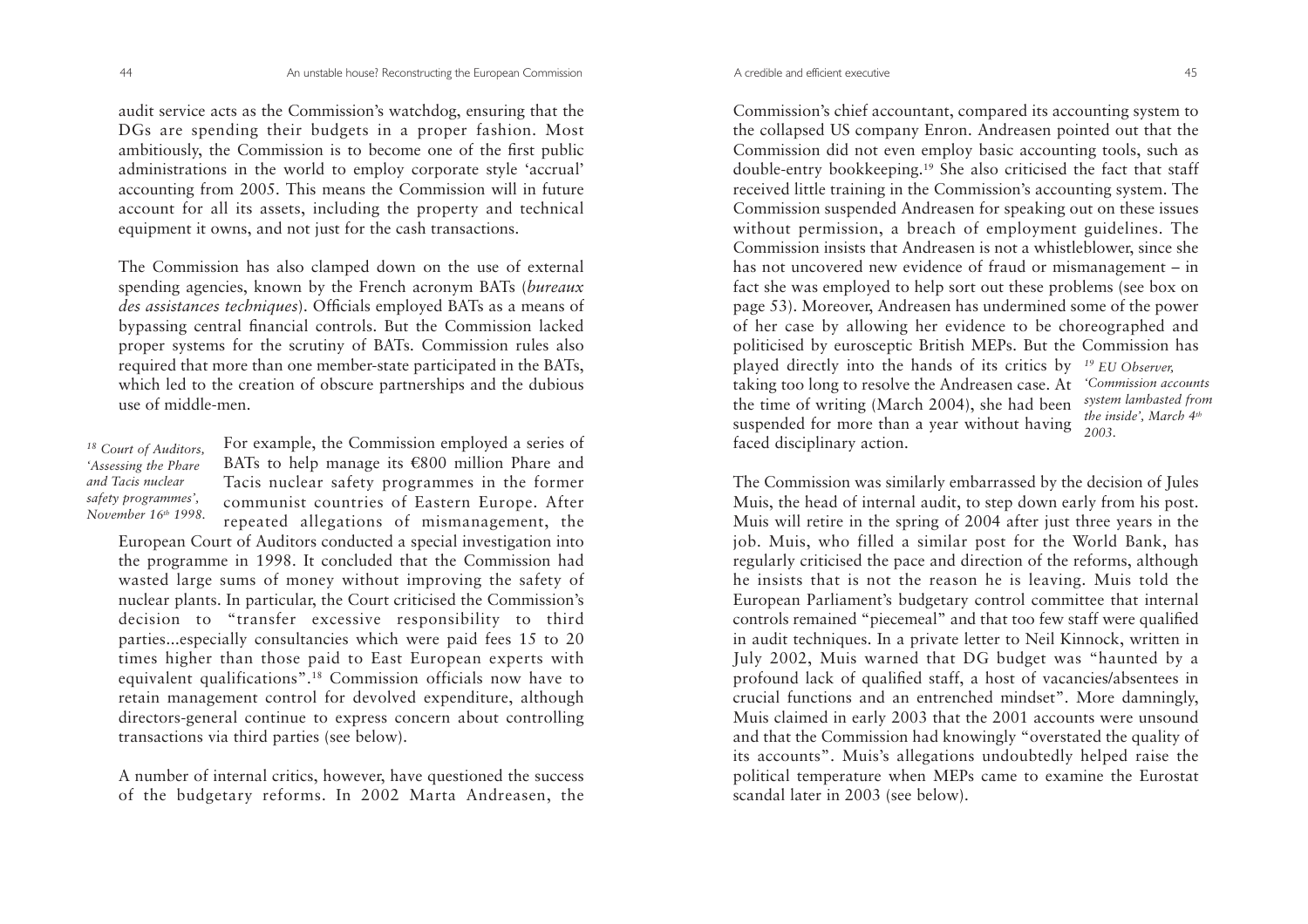audit service acts as the Commission's watchdog, ensuring that the DGs are spending their budgets in a proper fashion. Most ambitiously, the Commission is to become one of the first public administrations in the world to employ corporate style 'accrual' accounting from 2005. This means the Commission will in future account for all its assets, including the property and technical equipment it owns, and not just for the cash transactions.

The Commission has also clamped down on the use of external spending agencies, known by the French acronym BATs (*bureaux des assistances techniques*). Officials employed BATs as a means of bypassing central financial controls. But the Commission lacked proper systems for the scrutiny of BATs. Commission rules also required that more than one member-state participated in the BATs, which led to the creation of obscure partnerships and the dubious use of middle-men.

For example, the Commission employed a series of BATs to help manage its €800 million Phare and Tacis nuclear safety programmes in the former communist countries of Eastern Europe. After repeated allegations of mismanagement, the European Court of Auditors conducted a special investigation into the programme in 1998. It concluded that the Commission had wasted large sums of money without improving the safety of nuclear plants. In particular, the Court criticised the Commission's decision to "transfer excessive responsibility to third parties...especially consultancies which were paid fees 15 to 20 times higher than those paid to East European experts with equivalent qualifications".[18] Commission officials now have to retain management control for devolved expenditure, although directors-general continue to express concern about controlling transactions via third parties (see below).

*[18] Court of Auditors, 'Assessing the Phare and Tacis nuclear safety programmes', November 16th 1998.*

A number of internal critics, however, have questioned the success of the budgetary reforms. In 2002 Marta Andreasen, the Commission's chief accountant, compared its accounting system to the collapsed US company Enron. Andreasen pointed out that the Commission did not even employ basic accounting tools, such as double-entry bookkeeping.[19] She also criticised the fact that staff received little training in the Commission's accounting system. The Commission suspended Andreasen for speaking out on these issues without permission, a breach of employment guidelines. The Commission insists that Andreasen is not a whistleblower, since she has not uncovered new evidence of fraud or mismanagement – in fact she was employed to help sort out these problems (see box on page 53). Moreover, Andreasen has undermined some of the power of her case by allowing her evidence to be choreographed and politicised by eurosceptic British MEPs. But the Commission has played directly into the hands of its critics by taking too long to resolve the Andreasen case. At the time of writing (March 2004), she had been suspended for more than a year without having faced disciplinary action.

*[19] EU Observer, 'Commission accounts system lambasted from the inside', March 4th 2003.*

The Commission was similarly embarrassed by the decision of Jules Muis, the head of internal audit, to step down early from his post. Muis will retire in the spring of 2004 after just three years in the job. Muis, who filled a similar post for the World Bank, has regularly criticised the pace and direction of the reforms, although he insists that is not the reason he is leaving. Muis told the European Parliament's budgetary control committee that internal controls remained "piecemeal" and that too few staff were qualified in audit techniques. In a private letter to Neil Kinnock, written in July 2002, Muis warned that DG budget was "haunted by a profound lack of qualified staff, a host of vacancies/absentees in crucial functions and an entrenched mindset". More damningly, Muis claimed in early 2003 that the 2001 accounts were unsound and that the Commission had knowingly "overstated the quality of its accounts". Muis's allegations undoubtedly helped raise the political temperature when MEPs came to examine the Eurostat scandal later in 2003 (see below).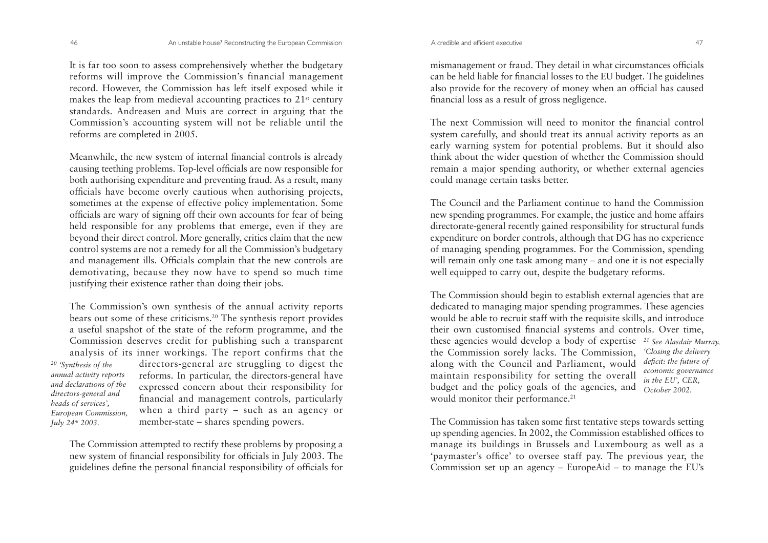It is far too soon to assess comprehensively whether the budgetary reforms will improve the Commission's financial management record. However, the Commission has left itself exposed while it makes the leap from medieval accounting practices to 21st century standards. Andreasen and Muis are correct in arguing that the Commission's accounting system will not be reliable until the reforms are completed in 2005.

Meanwhile, the new system of internal financial controls is already causing teething problems. Top-level officials are now responsible for both authorising expenditure and preventing fraud. As a result, many officials have become overly cautious when authorising projects, sometimes at the expense of effective policy implementation. Some officials are wary of signing off their own accounts for fear of being held responsible for any problems that emerge, even if they are beyond their direct control. More generally, critics claim that the new control systems are not a remedy for all the Commission's budgetary and management ills. Officials complain that the new controls are demotivating, because they now have to spend so much time justifying their existence rather than doing their jobs.

The Commission's own synthesis of the annual activity reports bears out some of these criticisms.[20] The synthesis report provides a useful snapshot of the state of the reform programme, and the Commission deserves credit for publishing such a transparent analysis of its inner workings. The report confirms that the directors-general are struggling to digest the reforms. In particular, the directors-general have expressed concern about their responsibility for financial and management controls, particularly when a third party – such as an agency or member-state – shares spending powers.

The Commission attempted to rectify these problems by proposing a new system of financial responsibility for officials in July 2003. The guidelines define the personal financial responsibility of officials for mismanagement or fraud. They detail in what circumstances officials can be held liable for financial losses to the EU budget. The guidelines also provide for the recovery of money when an official has caused financial loss as a result of gross negligence.

The next Commission will need to monitor the financial control system carefully, and should treat its annual activity reports as an early warning system for potential problems. But it should also think about the wider question of whether the Commission should remain a major spending authority, or whether external agencies could manage certain tasks better.

The Council and the Parliament continue to hand the Commission new spending programmes. For example, the justice and home affairs directorate-general recently gained responsibility for structural funds expenditure on border controls, although that DG has no experience of managing spending programmes. For the Commission, spending will remain only one task among many – and one it is not especially well equipped to carry out, despite the budgetary reforms.

The Commission should begin to establish external agencies that are dedicated to managing major spending programmes. These agencies would be able to recruit staff with the requisite skills, and introduce their own customised financial systems and controls. Over time, these agencies would develop a body of expertise the Commission sorely lacks. The Commission, along with the Council and Parliament, would maintain responsibility for setting the overall budget and the policy goals of the agencies, and would monitor their performance.[21]

The Commission has taken some first tentative steps towards setting up spending agencies. In 2002, the Commission established offices to manage its buildings in Brussels and Luxembourg as well as a 'paymaster's office' to oversee staff pay. The previous year, the Commission set up an agency – EuropeAid – to manage the EU's

[20] *'Synthesis of the annual activity reports and declarations of the directors-general and heads of services', European Commission, July 24th 2003.*

[21] *See Alasdair Murray, 'Closing the delivery deficit: the future of economic governance in the EU', CER, October 2002.*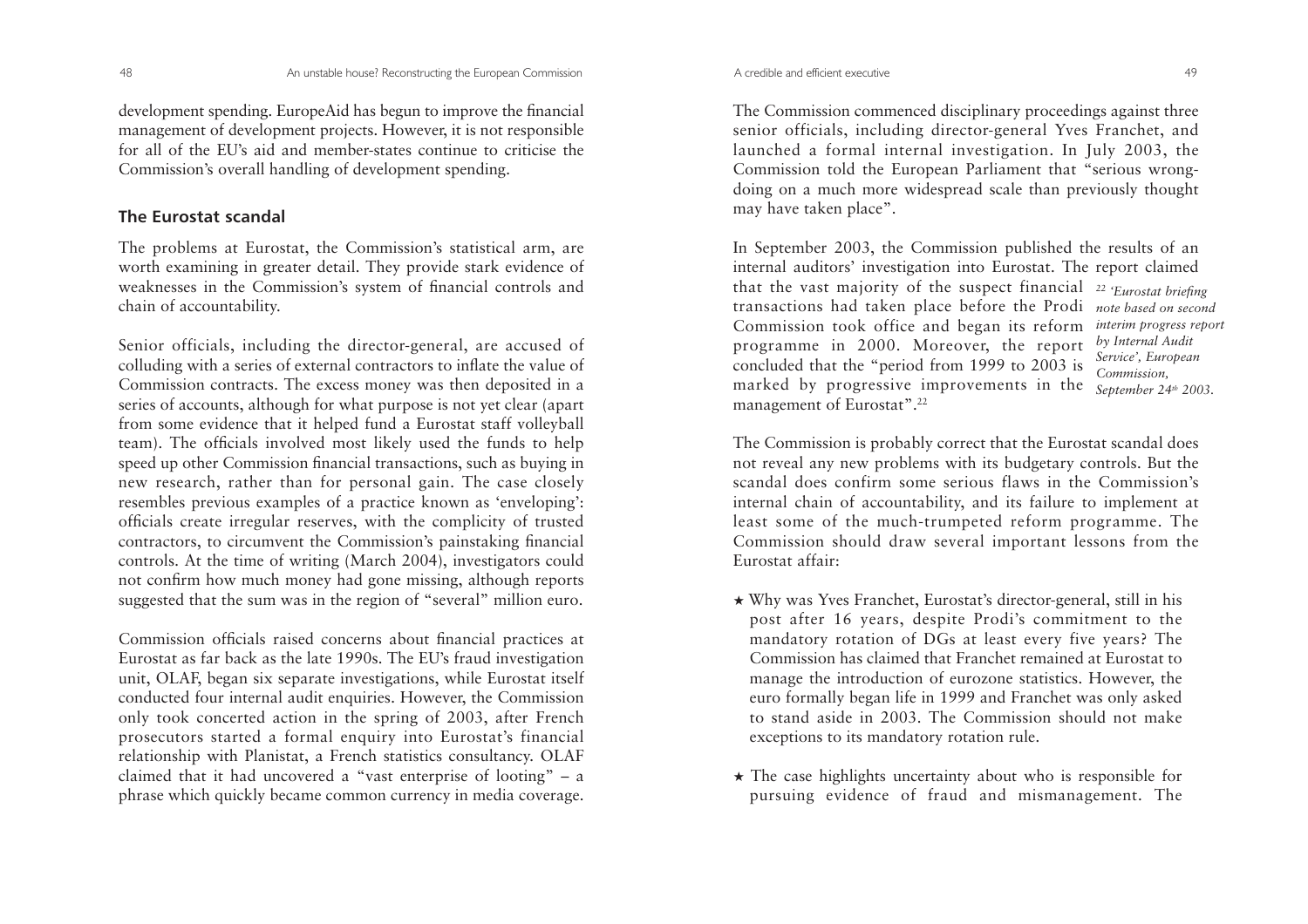development spending. EuropeAid has begun to improve the financial management of development projects. However, it is not responsible for all of the EU's aid and member-states continue to criticise the Commission's overall handling of development spending.

## The Eurostat scandal

The problems at Eurostat, the Commission's statistical arm, are worth examining in greater detail. They provide stark evidence of weaknesses in the Commission's system of financial controls and chain of accountability.

Senior officials, including the director-general, are accused of colluding with a series of external contractors to inflate the value of Commission contracts. The excess money was then deposited in a series of accounts, although for what purpose is not yet clear (apart from some evidence that it helped fund a Eurostat staff volleyball team). The officials involved most likely used the funds to help speed up other Commission financial transactions, such as buying in new research, rather than for personal gain. The case closely resembles previous examples of a practice known as 'enveloping': officials create irregular reserves, with the complicity of trusted contractors, to circumvent the Commission's painstaking financial controls. At the time of writing (March 2004), investigators could not confirm how much money had gone missing, although reports suggested that the sum was in the region of "several" million euro.

Commission officials raised concerns about financial practices at Eurostat as far back as the late 1990s. The EU's fraud investigation unit, OLAF, began six separate investigations, while Eurostat itself conducted four internal audit enquiries. However, the Commission only took concerted action in the spring of 2003, after French prosecutors started a formal enquiry into Eurostat's financial relationship with Planistat, a French statistics consultancy. OLAF claimed that it had uncovered a "vast enterprise of looting" – a phrase which quickly became common currency in media coverage.

The Commission commenced disciplinary proceedings against three senior officials, including director-general Yves Franchet, and launched a formal internal investigation. In July 2003, the Commission told the European Parliament that "serious wrongdoing on a much more widespread scale than previously thought may have taken place".

In September 2003, the Commission published the results of an internal auditors' investigation into Eurostat. The report claimed that the vast majority of the suspect financial transactions had taken place before the Prodi Commission took office and began its reform programme in 2000. Moreover, the report concluded that the "period from 1999 to 2003 is marked by progressive improvements in the management of Eurostat".[22]

*[22] 'Eurostat briefing note based on second interim progress report by Internal Audit Service', European Commission, September 24th 2003.*

The Commission is probably correct that the Eurostat scandal does not reveal any new problems with its budgetary controls. But the scandal does confirm some serious flaws in the Commission's internal chain of accountability, and its failure to implement at least some of the much-trumpeted reform programme. The Commission should draw several important lessons from the Eurostat affair:

- Why was Yves Franchet, Eurostat's director-general, still in his post after 16 years, despite Prodi's commitment to the mandatory rotation of DGs at least every five years? The Commission has claimed that Franchet remained at Eurostat to manage the introduction of eurozone statistics. However, the euro formally began life in 1999 and Franchet was only asked to stand aside in 2003. The Commission should not make exceptions to its mandatory rotation rule.

- The case highlights uncertainty about who is responsible for pursuing evidence of fraud and mismanagement. The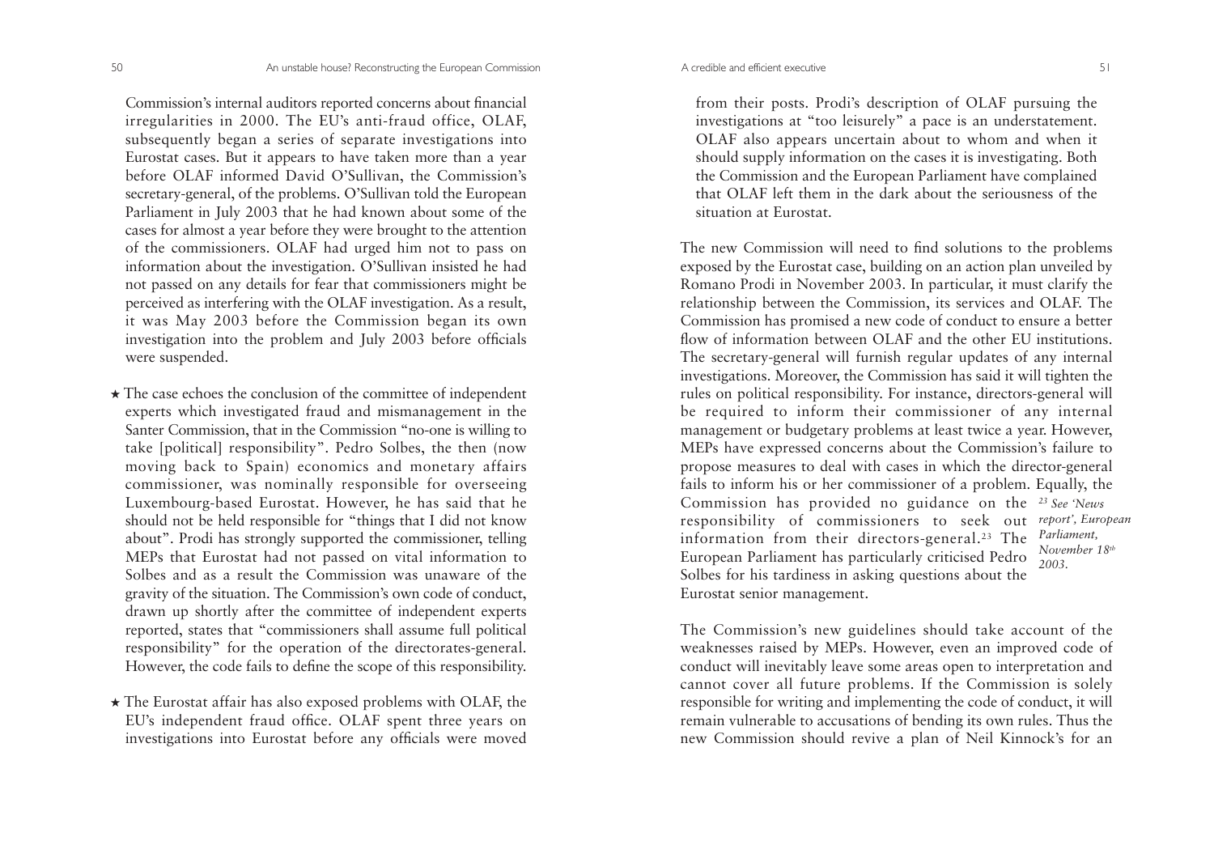Commission's internal auditors reported concerns about financial irregularities in 2000. The EU's anti-fraud office, OLAF, subsequently began a series of separate investigations into Eurostat cases. But it appears to have taken more than a year before OLAF informed David O'Sullivan, the Commission's secretary-general, of the problems. O'Sullivan told the European Parliament in July 2003 that he had known about some of the cases for almost a year before they were brought to the attention of the commissioners. OLAF had urged him not to pass on information about the investigation. O'Sullivan insisted he had not passed on any details for fear that commissioners might be perceived as interfering with the OLAF investigation. As a result, it was May 2003 before the Commission began its own investigation into the problem and July 2003 before officials were suspended.

- ★ The case echoes the conclusion of the committee of independent experts which investigated fraud and mismanagement in the Santer Commission, that in the Commission "no-one is willing to take [political] responsibility". Pedro Solbes, the then (now moving back to Spain) economics and monetary affairs commissioner, was nominally responsible for overseeing Luxembourg-based Eurostat. However, he has said that he should not be held responsible for "things that I did not know about". Prodi has strongly supported the commissioner, telling MEPs that Eurostat had not passed on vital information to Solbes and as a result the Commission was unaware of the gravity of the situation. The Commission's own code of conduct, drawn up shortly after the committee of independent experts reported, states that "commissioners shall assume full political responsibility" for the operation of the directorates-general. However, the code fails to define the scope of this responsibility.

- ★ The Eurostat affair has also exposed problems with OLAF, the EU's independent fraud office. OLAF spent three years on investigations into Eurostat before any officials were moved from their posts. Prodi's description of OLAF pursuing the investigations at "too leisurely" a pace is an understatement. OLAF also appears uncertain about to whom and when it should supply information on the cases it is investigating. Both the Commission and the European Parliament have complained that OLAF left them in the dark about the seriousness of the situation at Eurostat.

The new Commission will need to find solutions to the problems exposed by the Eurostat case, building on an action plan unveiled by Romano Prodi in November 2003. In particular, it must clarify the relationship between the Commission, its services and OLAF. The Commission has promised a new code of conduct to ensure a better flow of information between OLAF and the other EU institutions. The secretary-general will furnish regular updates of any internal investigations. Moreover, the Commission has said it will tighten the rules on political responsibility. For instance, directors-general will be required to inform their commissioner of any internal management or budgetary problems at least twice a year. However, MEPs have expressed concerns about the Commission's failure to propose measures to deal with cases in which the director-general fails to inform his or her commissioner of a problem. Equally, the Commission has provided no guidance on the responsibility of commissioners to seek out information from their directors-general.[23] The European Parliament has particularly criticised Pedro Solbes for his tardiness in asking questions about the Eurostat senior management.

*[23] See 'News report', European Parliament, November 18th 2003.*

The Commission's new guidelines should take account of the weaknesses raised by MEPs. However, even an improved code of conduct will inevitably leave some areas open to interpretation and cannot cover all future problems. If the Commission is solely responsible for writing and implementing the code of conduct, it will remain vulnerable to accusations of bending its own rules. Thus the new Commission should revive a plan of Neil Kinnock's for an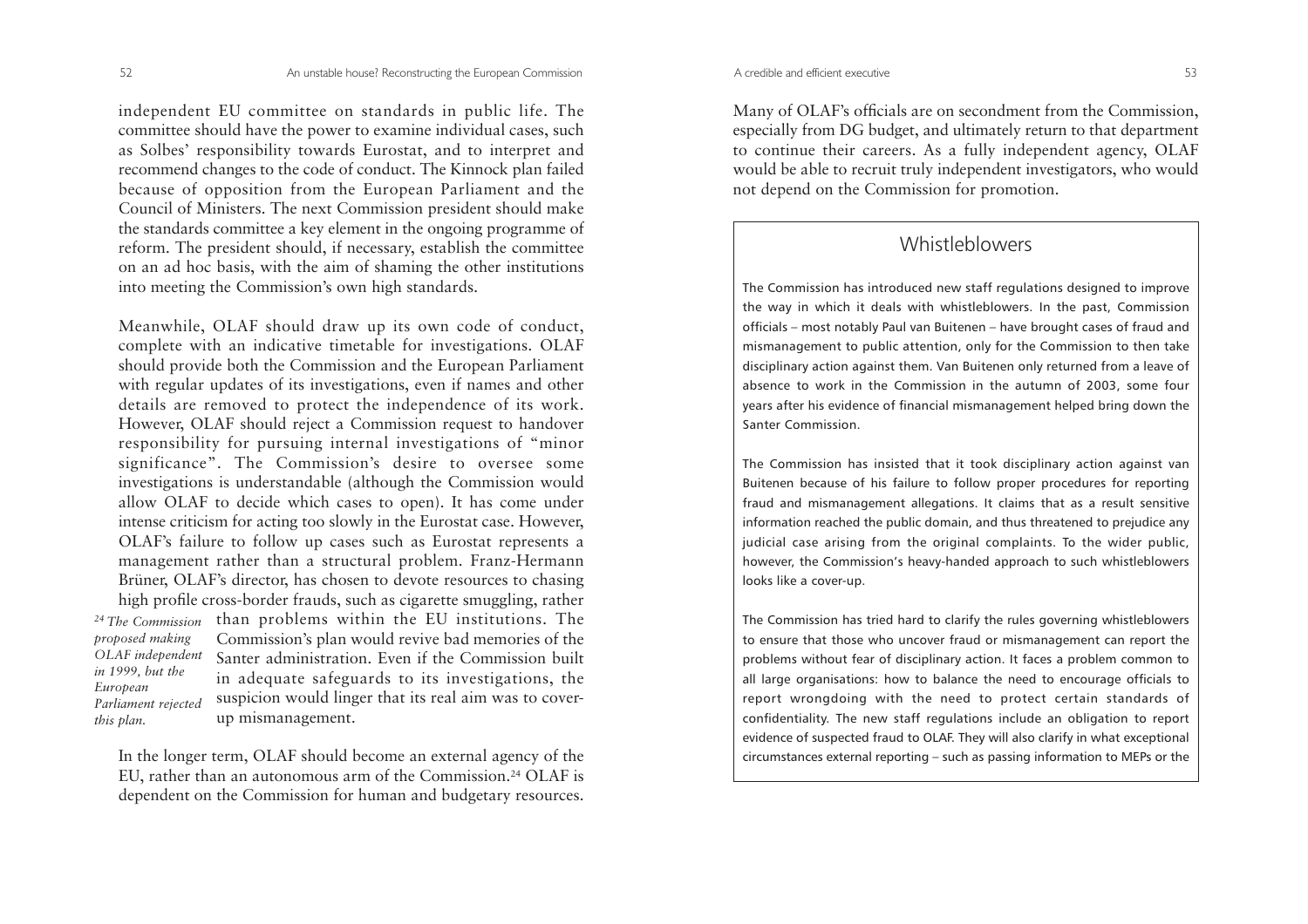independent EU committee on standards in public life. The committee should have the power to examine individual cases, such as Solbes' responsibility towards Eurostat, and to interpret and recommend changes to the code of conduct. The Kinnock plan failed because of opposition from the European Parliament and the Council of Ministers. The next Commission president should make the standards committee a key element in the ongoing programme of reform. The president should, if necessary, establish the committee on an ad hoc basis, with the aim of shaming the other institutions into meeting the Commission's own high standards.

Meanwhile, OLAF should draw up its own code of conduct, complete with an indicative timetable for investigations. OLAF should provide both the Commission and the European Parliament with regular updates of its investigations, even if names and other details are removed to protect the independence of its work. However, OLAF should reject a Commission request to handover responsibility for pursuing internal investigations of "minor significance". The Commission's desire to oversee some investigations is understandable (although the Commission would allow OLAF to decide which cases to open). It has come under intense criticism for acting too slowly in the Eurostat case. However, OLAF's failure to follow up cases such as Eurostat represents a management rather than a structural problem. Franz-Hermann Brüner, OLAF's director, has chosen to devote resources to chasing high profile cross-border frauds, such as cigarette smuggling, rather than problems within the EU institutions. The Commission's plan would revive bad memories of the Santer administration. Even if the Commission built in adequate safeguards to its investigations, the suspicion would linger that its real aim was to cover-up mismanagement.

In the longer term, OLAF should become an external agency of the EU, rather than an autonomous arm of the Commission.[24] OLAF is dependent on the Commission for human and budgetary resources. Many of OLAF's officials are on secondment from the Commission, especially from DG budget, and ultimately return to that department to continue their careers. As a fully independent agency, OLAF would be able to recruit truly independent investigators, who would not depend on the Commission for promotion.

*[24] The Commission proposed making OLAF independent in 1999, but the European Parliament rejected this plan.*

## Whistleblowers

The Commission has introduced new staff regulations designed to improve the way in which it deals with whistleblowers. In the past, Commission officials – most notably Paul van Buitenen – have brought cases of fraud and mismanagement to public attention, only for the Commission to then take disciplinary action against them. Van Buitenen only returned from a leave of absence to work in the Commission in the autumn of 2003, some four years after his evidence of financial mismanagement helped bring down the Santer Commission.

The Commission has insisted that it took disciplinary action against van Buitenen because of his failure to follow proper procedures for reporting fraud and mismanagement allegations. It claims that as a result sensitive information reached the public domain, and thus threatened to prejudice any judicial case arising from the original complaints. To the wider public, however, the Commission's heavy-handed approach to such whistleblowers looks like a cover-up.

The Commission has tried hard to clarify the rules governing whistleblowers to ensure that those who uncover fraud or mismanagement can report the problems without fear of disciplinary action. It faces a problem common to all large organisations: how to balance the need to encourage officials to report wrongdoing with the need to protect certain standards of confidentiality. The new staff regulations include an obligation to report evidence of suspected fraud to OLAF. They will also clarify in what exceptional circumstances external reporting – such as passing information to MEPs or the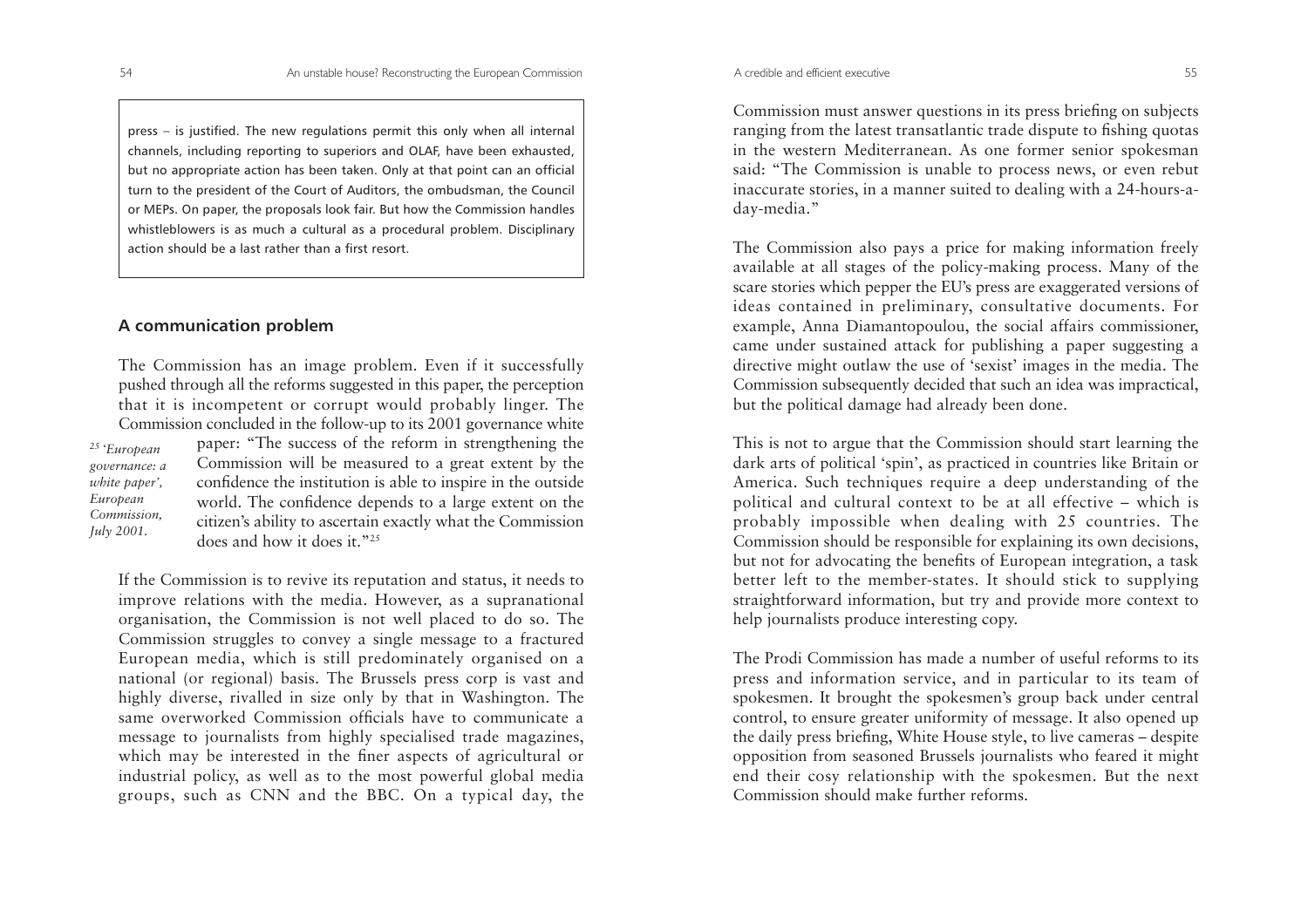press – is justified. The new regulations permit this only when all internal channels, including reporting to superiors and OLAF, have been exhausted, but no appropriate action has been taken. Only at that point can an official turn to the president of the Court of Auditors, the ombudsman, the Council or MEPs. On paper, the proposals look fair. But how the Commission handles whistleblowers is as much a cultural as a procedural problem. Disciplinary action should be a last rather than a first resort.

## A communication problem

The Commission has an image problem. Even if it successfully pushed through all the reforms suggested in this paper, the perception that it is incompetent or corrupt would probably linger. The Commission concluded in the follow-up to its 2001 governance white paper: "The success of the reform in strengthening the Commission will be measured to a great extent by the confidence the institution is able to inspire in the outside world. The confidence depends to a large extent on the citizen's ability to ascertain exactly what the Commission does and how it does it."[25]

[25] *'European governance: a white paper', European Commission, July 2001.*

If the Commission is to revive its reputation and status, it needs to improve relations with the media. However, as a supranational organisation, the Commission is not well placed to do so. The Commission struggles to convey a single message to a fractured European media, which is still predominately organised on a national (or regional) basis. The Brussels press corp is vast and highly diverse, rivalled in size only by that in Washington. The same overworked Commission officials have to communicate a message to journalists from highly specialised trade magazines, which may be interested in the finer aspects of agricultural or industrial policy, as well as to the most powerful global media groups, such as CNN and the BBC. On a typical day, the Commission must answer questions in its press briefing on subjects ranging from the latest transatlantic trade dispute to fishing quotas in the western Mediterranean. As one former senior spokesman said: "The Commission is unable to process news, or even rebut inaccurate stories, in a manner suited to dealing with a 24-hours-a-day-media."

The Commission also pays a price for making information freely available at all stages of the policy-making process. Many of the scare stories which pepper the EU's press are exaggerated versions of ideas contained in preliminary, consultative documents. For example, Anna Diamantopoulou, the social affairs commissioner, came under sustained attack for publishing a paper suggesting a directive might outlaw the use of 'sexist' images in the media. The Commission subsequently decided that such an idea was impractical, but the political damage had already been done.

This is not to argue that the Commission should start learning the dark arts of political 'spin', as practiced in countries like Britain or America. Such techniques require a deep understanding of the political and cultural context to be at all effective – which is probably impossible when dealing with 25 countries. The Commission should be responsible for explaining its own decisions, but not for advocating the benefits of European integration, a task better left to the member-states. It should stick to supplying straightforward information, but try and provide more context to help journalists produce interesting copy.

The Prodi Commission has made a number of useful reforms to its press and information service, and in particular to its team of spokesmen. It brought the spokesmen's group back under central control, to ensure greater uniformity of message. It also opened up the daily press briefing, White House style, to live cameras – despite opposition from seasoned Brussels journalists who feared it might end their cosy relationship with the spokesmen. But the next Commission should make further reforms.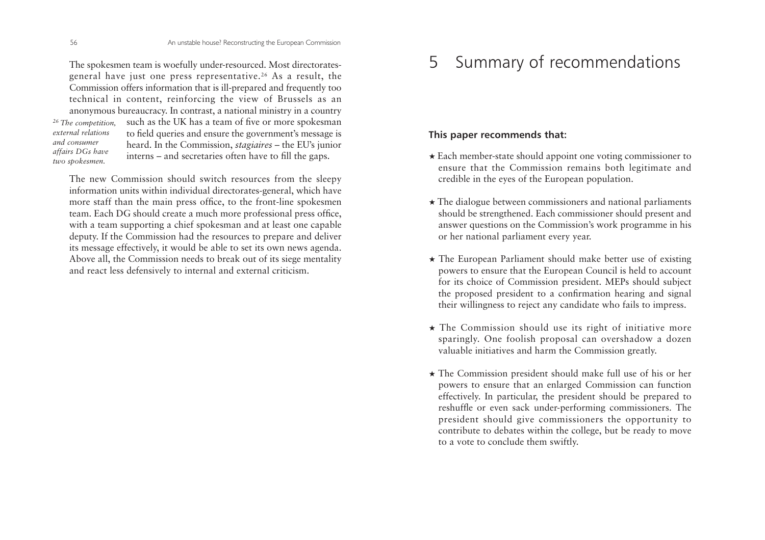The spokesmen team is woefully under-resourced. Most directorates-general have just one press representative.[26] As a result, the Commission offers information that is ill-prepared and frequently too technical in content, reinforcing the view of Brussels as an anonymous bureaucracy. In contrast, a national ministry in a country such as the UK has a team of five or more spokesman to field queries and ensure the government's message is heard. In the Commission, *stagiaires* – the EU's junior interns – and secretaries often have to fill the gaps.

*[26] The competition, external relations and consumer affairs DGs have two spokesmen.*

The new Commission should switch resources from the sleepy information units within individual directorates-general, which have more staff than the main press office, to the front-line spokesmen team. Each DG should create a much more professional press office, with a team supporting a chief spokesman and at least one capable deputy. If the Commission had the resources to prepare and deliver its message effectively, it would be able to set its own news agenda. Above all, the Commission needs to break out of its siege mentality and react less defensively to internal and external criticism.

# 5 Summary of recommendations

**This paper recommends that:**

- Each member-state should appoint one voting commissioner to ensure that the Commission remains both legitimate and credible in the eyes of the European population.
- The dialogue between commissioners and national parliaments should be strengthened. Each commissioner should present and answer questions on the Commission's work programme in his or her national parliament every year.
- The European Parliament should make better use of existing powers to ensure that the European Council is held to account for its choice of Commission president. MEPs should subject the proposed president to a confirmation hearing and signal their willingness to reject any candidate who fails to impress.
- The Commission should use its right of initiative more sparingly. One foolish proposal can overshadow a dozen valuable initiatives and harm the Commission greatly.
- The Commission president should make full use of his or her powers to ensure that an enlarged Commission can function effectively. In particular, the president should be prepared to reshuffle or even sack under-performing commissioners. The president should give commissioners the opportunity to contribute to debates within the college, but be ready to move to a vote to conclude them swiftly.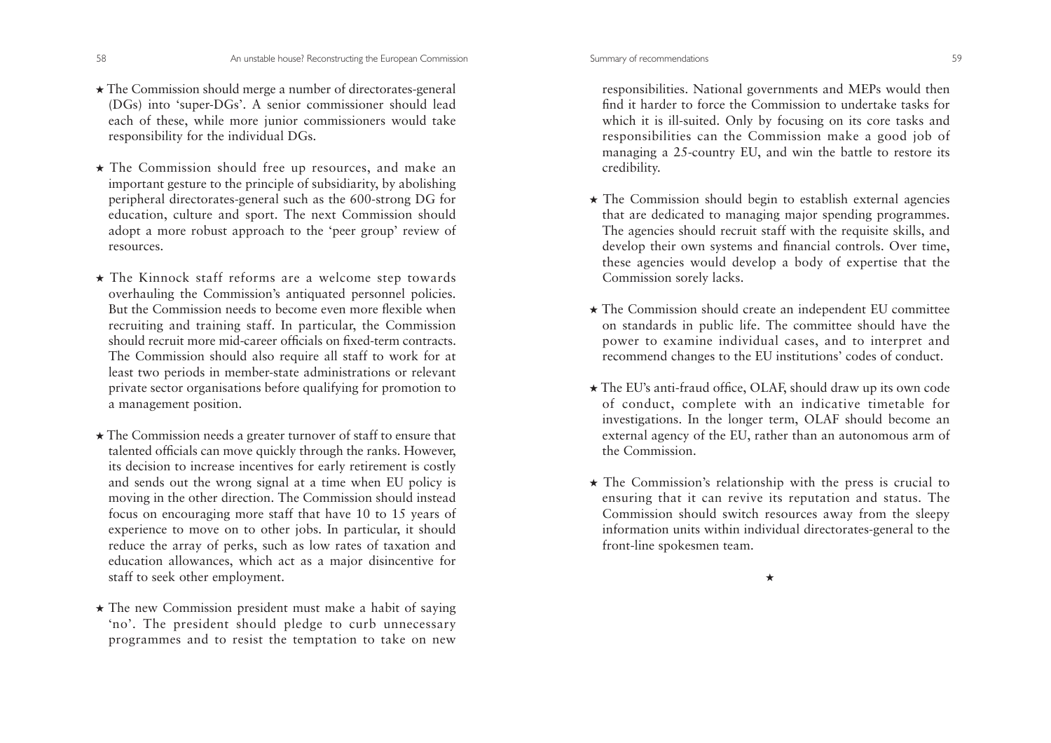★ The Commission should merge a number of directorates-general (DGs) into 'super-DGs'. A senior commissioner should lead each of these, while more junior commissioners would take responsibility for the individual DGs.

★ The Commission should free up resources, and make an important gesture to the principle of subsidiarity, by abolishing peripheral directorates-general such as the 600-strong DG for education, culture and sport. The next Commission should adopt a more robust approach to the 'peer group' review of resources.

★ The Kinnock staff reforms are a welcome step towards overhauling the Commission's antiquated personnel policies. But the Commission needs to become even more flexible when recruiting and training staff. In particular, the Commission should recruit more mid-career officials on fixed-term contracts. The Commission should also require all staff to work for at least two periods in member-state administrations or relevant private sector organisations before qualifying for promotion to a management position.

★ The Commission needs a greater turnover of staff to ensure that talented officials can move quickly through the ranks. However, its decision to increase incentives for early retirement is costly and sends out the wrong signal at a time when EU policy is moving in the other direction. The Commission should instead focus on encouraging more staff that have 10 to 15 years of experience to move on to other jobs. In particular, it should reduce the array of perks, such as low rates of taxation and education allowances, which act as a major disincentive for staff to seek other employment.

★ The new Commission president must make a habit of saying 'no'. The president should pledge to curb unnecessary programmes and to resist the temptation to take on new responsibilities. National governments and MEPs would then find it harder to force the Commission to undertake tasks for which it is ill-suited. Only by focusing on its core tasks and responsibilities can the Commission make a good job of managing a 25-country EU, and win the battle to restore its credibility.

★ The Commission should begin to establish external agencies that are dedicated to managing major spending programmes. The agencies should recruit staff with the requisite skills, and develop their own systems and financial controls. Over time, these agencies would develop a body of expertise that the Commission sorely lacks.

★ The Commission should create an independent EU committee on standards in public life. The committee should have the power to examine individual cases, and to interpret and recommend changes to the EU institutions' codes of conduct.

★ The EU's anti-fraud office, OLAF, should draw up its own code of conduct, complete with an indicative timetable for investigations. In the longer term, OLAF should become an external agency of the EU, rather than an autonomous arm of the Commission.

★ The Commission's relationship with the press is crucial to ensuring that it can revive its reputation and status. The Commission should switch resources away from the sleepy information units within individual directorates-general to the front-line spokesmen team.

★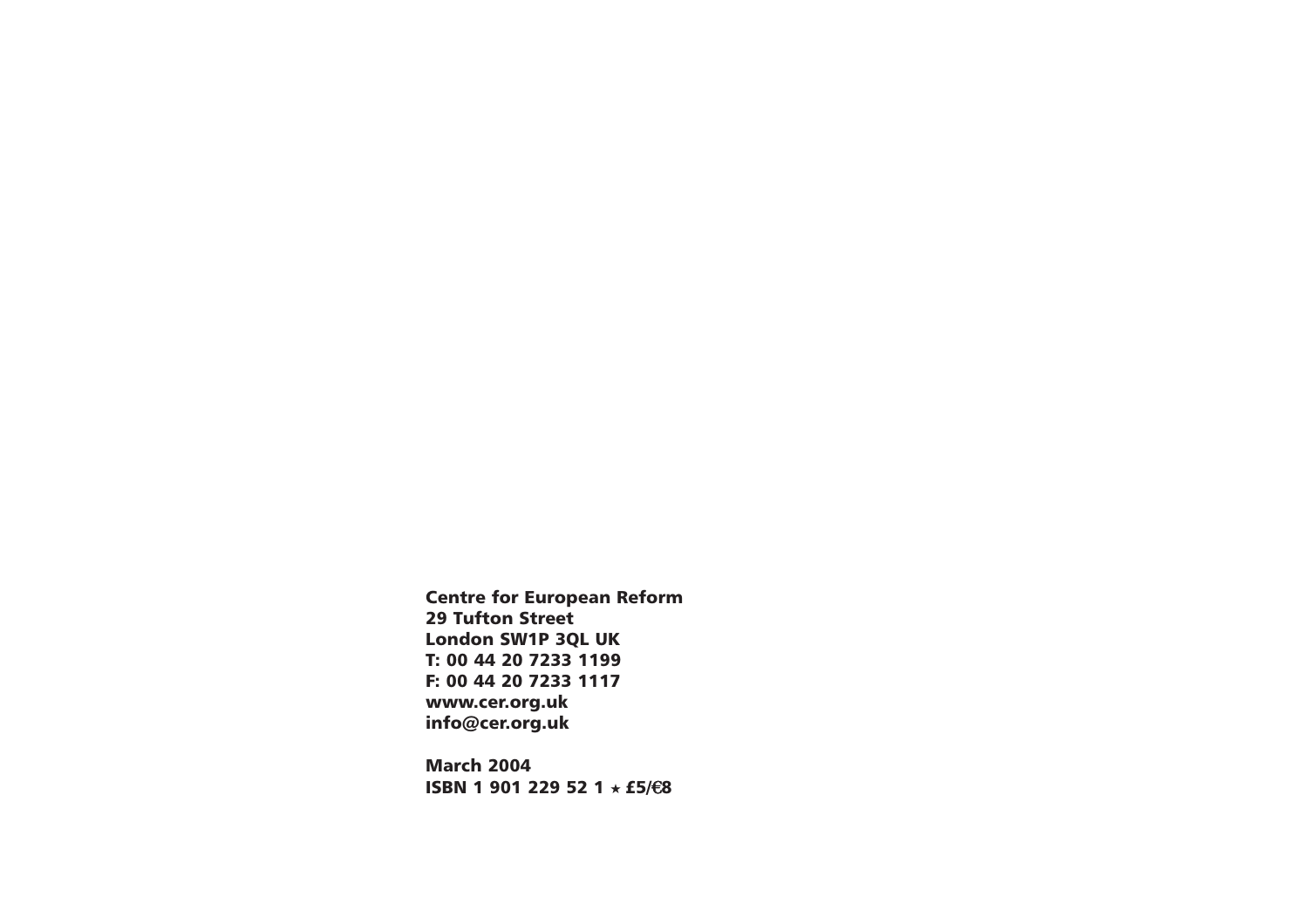**Centre for European Reform**
**29 Tufton Street**
**London SW1P 3QL UK**
**T: 00 44 20 7233 1199**
**F: 00 44 20 7233 1117**
**www.cer.org.uk**
**info@cer.org.uk**

**March 2004**
**ISBN 1 901 229 52 1 ★ £5/€8**